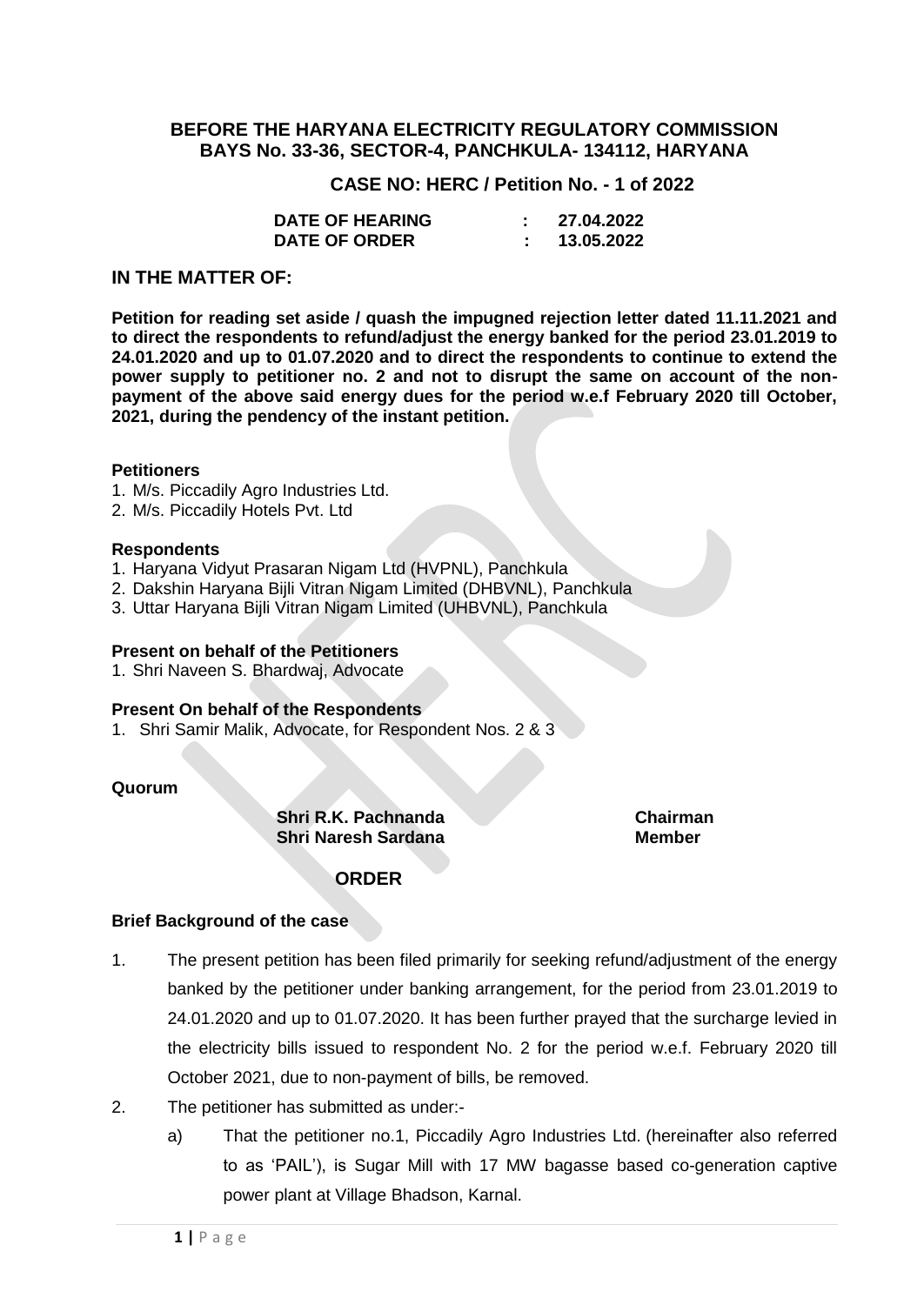**BEFORE THE HARYANA ELECTRICITY REGULATORY COMMISSION**
**BAYS No. 33-36, SECTOR-4, PANCHKULA- 134112, HARYANA**

**CASE NO: HERC / Petition No. - 1 of 2022**

| | | |
|---|---|---|
| **DATE OF HEARING** | **:** | **27.04.2022** |
| **DATE OF ORDER** | **:** | **13.05.2022** |

## IN THE MATTER OF:

**Petition for reading set aside / quash the impugned rejection letter dated 11.11.2021 and to direct the respondents to refund/adjust the energy banked for the period 23.01.2019 to 24.01.2020 and up to 01.07.2020 and to direct the respondents to continue to extend the power supply to petitioner no. 2 and not to disrupt the same on account of the non-payment of the above said energy dues for the period w.e.f February 2020 till October, 2021, during the pendency of the instant petition.**

**Petitioners**

1. M/s. Piccadily Agro Industries Ltd.
2. M/s. Piccadily Hotels Pvt. Ltd

**Respondents**

1. Haryana Vidyut Prasaran Nigam Ltd (HVPNL), Panchkula
2. Dakshin Haryana Bijli Vitran Nigam Limited (DHBVNL), Panchkula
3. Uttar Haryana Bijli Vitran Nigam Limited (UHBVNL), Panchkula

**Present on behalf of the Petitioners**

1. Shri Naveen S. Bhardwaj, Advocate

**Present On behalf of the Respondents**

1. Shri Samir Malik, Advocate, for Respondent Nos. 2 & 3

**Quorum**

| | |
|---|---|
| **Shri R.K. Pachnanda** | **Chairman** |
| **Shri Naresh Sardana** | **Member** |

## ORDER

**Brief Background of the case**

1. The present petition has been filed primarily for seeking refund/adjustment of the energy banked by the petitioner under banking arrangement, for the period from 23.01.2019 to 24.01.2020 and up to 01.07.2020. It has been further prayed that the surcharge levied in the electricity bills issued to respondent No. 2 for the period w.e.f. February 2020 till October 2021, due to non-payment of bills, be removed.

2. The petitioner has submitted as under:-

   a) That the petitioner no.1, Piccadily Agro Industries Ltd. (hereinafter also referred to as 'PAIL'), is Sugar Mill with 17 MW bagasse based co-generation captive power plant at Village Bhadson, Karnal.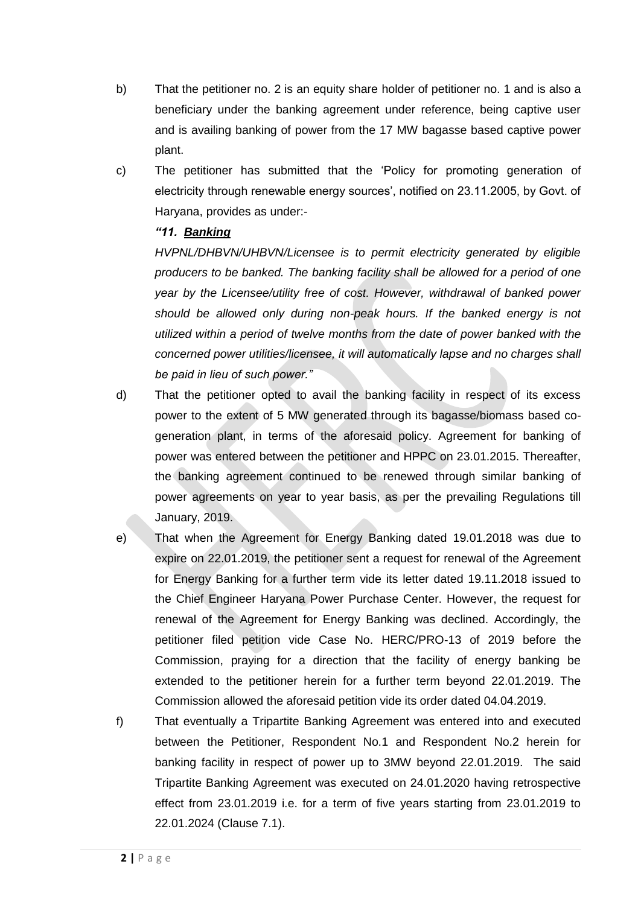b) That the petitioner no. 2 is an equity share holder of petitioner no. 1 and is also a beneficiary under the banking agreement under reference, being captive user and is availing banking of power from the 17 MW bagasse based captive power plant.

c) The petitioner has submitted that the 'Policy for promoting generation of electricity through renewable energy sources', notified on 23.11.2005, by Govt. of Haryana, provides as under:-

   ***"11. <u>Banking</u>***

   *HVPNL/DHBVN/UHBVN/Licensee is to permit electricity generated by eligible producers to be banked. The banking facility shall be allowed for a period of one year by the Licensee/utility free of cost. However, withdrawal of banked power should be allowed only during non-peak hours. If the banked energy is not utilized within a period of twelve months from the date of power banked with the concerned power utilities/licensee, it will automatically lapse and no charges shall be paid in lieu of such power."*

d) That the petitioner opted to avail the banking facility in respect of its excess power to the extent of 5 MW generated through its bagasse/biomass based co-generation plant, in terms of the aforesaid policy. Agreement for banking of power was entered between the petitioner and HPPC on 23.01.2015. Thereafter, the banking agreement continued to be renewed through similar banking of power agreements on year to year basis, as per the prevailing Regulations till January, 2019.

e) That when the Agreement for Energy Banking dated 19.01.2018 was due to expire on 22.01.2019, the petitioner sent a request for renewal of the Agreement for Energy Banking for a further term vide its letter dated 19.11.2018 issued to the Chief Engineer Haryana Power Purchase Center. However, the request for renewal of the Agreement for Energy Banking was declined. Accordingly, the petitioner filed petition vide Case No. HERC/PRO-13 of 2019 before the Commission, praying for a direction that the facility of energy banking be extended to the petitioner herein for a further term beyond 22.01.2019. The Commission allowed the aforesaid petition vide its order dated 04.04.2019.

f) That eventually a Tripartite Banking Agreement was entered into and executed between the Petitioner, Respondent No.1 and Respondent No.2 herein for banking facility in respect of power up to 3MW beyond 22.01.2019. The said Tripartite Banking Agreement was executed on 24.01.2020 having retrospective effect from 23.01.2019 i.e. for a term of five years starting from 23.01.2019 to 22.01.2024 (Clause 7.1).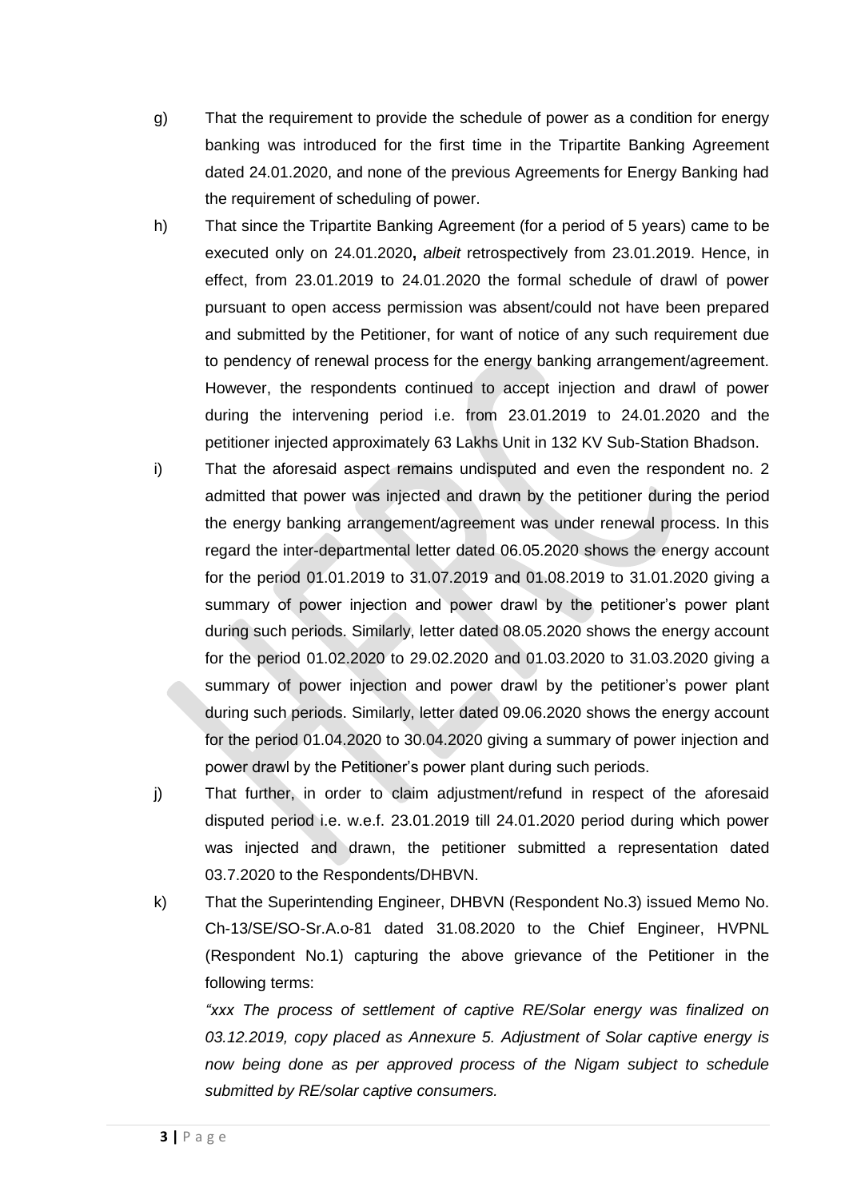g) That the requirement to provide the schedule of power as a condition for energy banking was introduced for the first time in the Tripartite Banking Agreement dated 24.01.2020, and none of the previous Agreements for Energy Banking had the requirement of scheduling of power.

h) That since the Tripartite Banking Agreement (for a period of 5 years) came to be executed only on 24.01.2020**,** *albeit* retrospectively from 23.01.2019. Hence, in effect, from 23.01.2019 to 24.01.2020 the formal schedule of drawl of power pursuant to open access permission was absent/could not have been prepared and submitted by the Petitioner, for want of notice of any such requirement due to pendency of renewal process for the energy banking arrangement/agreement. However, the respondents continued to accept injection and drawl of power during the intervening period i.e. from 23.01.2019 to 24.01.2020 and the petitioner injected approximately 63 Lakhs Unit in 132 KV Sub-Station Bhadson.

i) That the aforesaid aspect remains undisputed and even the respondent no. 2 admitted that power was injected and drawn by the petitioner during the period the energy banking arrangement/agreement was under renewal process. In this regard the inter-departmental letter dated 06.05.2020 shows the energy account for the period 01.01.2019 to 31.07.2019 and 01.08.2019 to 31.01.2020 giving a summary of power injection and power drawl by the petitioner's power plant during such periods. Similarly, letter dated 08.05.2020 shows the energy account for the period 01.02.2020 to 29.02.2020 and 01.03.2020 to 31.03.2020 giving a summary of power injection and power drawl by the petitioner's power plant during such periods. Similarly, letter dated 09.06.2020 shows the energy account for the period 01.04.2020 to 30.04.2020 giving a summary of power injection and power drawl by the Petitioner's power plant during such periods.

j) That further, in order to claim adjustment/refund in respect of the aforesaid disputed period i.e. w.e.f. 23.01.2019 till 24.01.2020 period during which power was injected and drawn, the petitioner submitted a representation dated 03.7.2020 to the Respondents/DHBVN.

k) That the Superintending Engineer, DHBVN (Respondent No.3) issued Memo No. Ch-13/SE/SO-Sr.A.o-81 dated 31.08.2020 to the Chief Engineer, HVPNL (Respondent No.1) capturing the above grievance of the Petitioner in the following terms:

*"xxx The process of settlement of captive RE/Solar energy was finalized on 03.12.2019, copy placed as Annexure 5. Adjustment of Solar captive energy is now being done as per approved process of the Nigam subject to schedule submitted by RE/solar captive consumers.*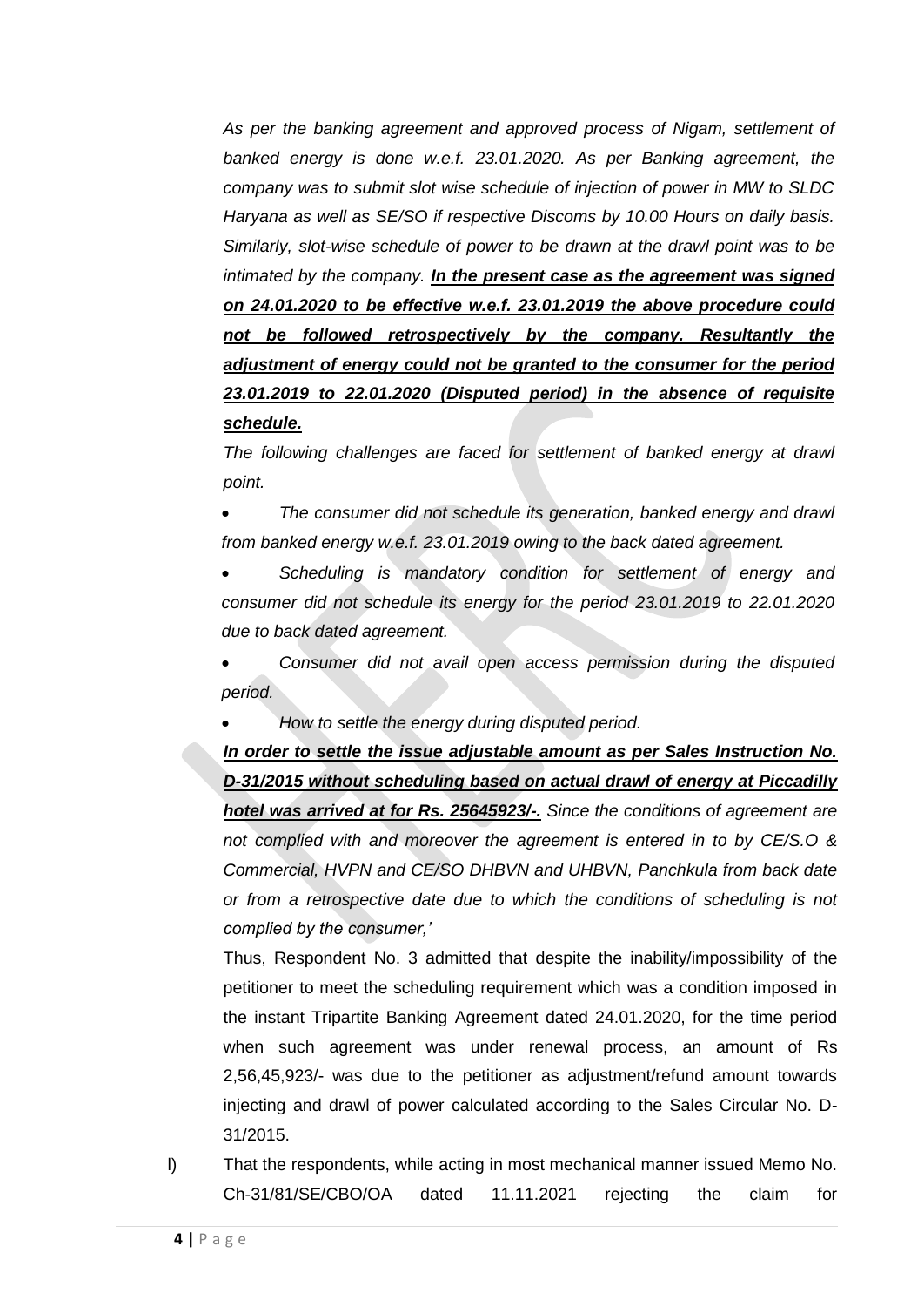*As per the banking agreement and approved process of Nigam, settlement of banked energy is done w.e.f. 23.01.2020. As per Banking agreement, the company was to submit slot wise schedule of injection of power in MW to SLDC Haryana as well as SE/SO if respective Discoms by 10.00 Hours on daily basis. Similarly, slot-wise schedule of power to be drawn at the drawl point was to be intimated by the company. **In the present case as the agreement was signed on 24.01.2020 to be effective w.e.f. 23.01.2019 the above procedure could not be followed retrospectively by the company. Resultantly the adjustment of energy could not be granted to the consumer for the period 23.01.2019 to 22.01.2020 (Disputed period) in the absence of requisite schedule.***

*The following challenges are faced for settlement of banked energy at drawl point.*

- *The consumer did not schedule its generation, banked energy and drawl from banked energy w.e.f. 23.01.2019 owing to the back dated agreement.*
- *Scheduling is mandatory condition for settlement of energy and consumer did not schedule its energy for the period 23.01.2019 to 22.01.2020 due to back dated agreement.*
- *Consumer did not avail open access permission during the disputed period.*
- *How to settle the energy during disputed period.*

***In order to settle the issue adjustable amount as per Sales Instruction No. D-31/2015 without scheduling based on actual drawl of energy at Piccadilly hotel was arrived at for Rs. 25645923/-.** Since the conditions of agreement are not complied with and moreover the agreement is entered in to by CE/S.O & Commercial, HVPN and CE/SO DHBVN and UHBVN, Panchkula from back date or from a retrospective date due to which the conditions of scheduling is not complied by the consumer,'*

Thus, Respondent No. 3 admitted that despite the inability/impossibility of the petitioner to meet the scheduling requirement which was a condition imposed in the instant Tripartite Banking Agreement dated 24.01.2020, for the time period when such agreement was under renewal process, an amount of Rs 2,56,45,923/- was due to the petitioner as adjustment/refund amount towards injecting and drawl of power calculated according to the Sales Circular No. D-31/2015.

l) That the respondents, while acting in most mechanical manner issued Memo No. Ch-31/81/SE/CBO/OA dated 11.11.2021 rejecting the claim for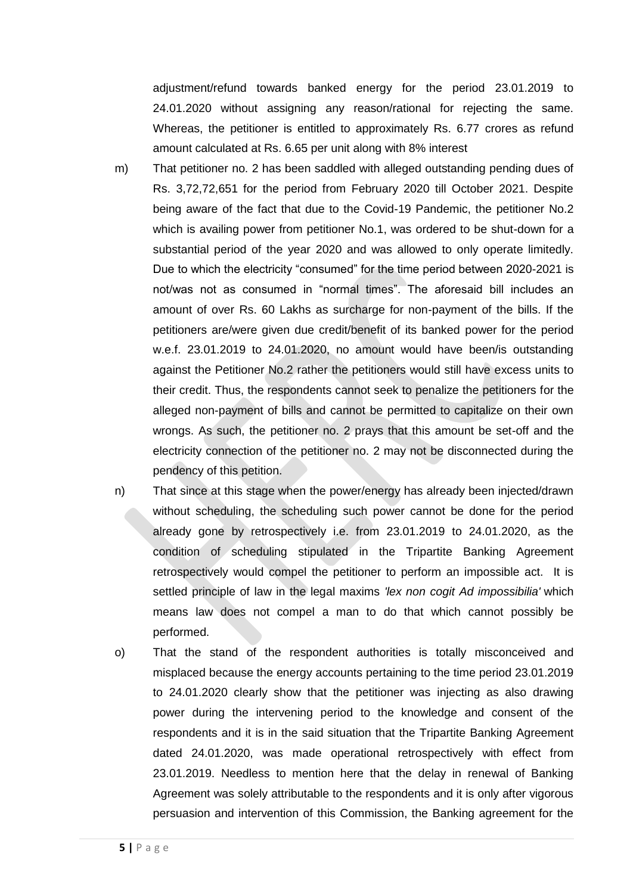adjustment/refund towards banked energy for the period 23.01.2019 to 24.01.2020 without assigning any reason/rational for rejecting the same. Whereas, the petitioner is entitled to approximately Rs. 6.77 crores as refund amount calculated at Rs. 6.65 per unit along with 8% interest

m) That petitioner no. 2 has been saddled with alleged outstanding pending dues of Rs. 3,72,72,651 for the period from February 2020 till October 2021. Despite being aware of the fact that due to the Covid-19 Pandemic, the petitioner No.2 which is availing power from petitioner No.1, was ordered to be shut-down for a substantial period of the year 2020 and was allowed to only operate limitedly. Due to which the electricity "consumed" for the time period between 2020-2021 is not/was not as consumed in "normal times". The aforesaid bill includes an amount of over Rs. 60 Lakhs as surcharge for non-payment of the bills. If the petitioners are/were given due credit/benefit of its banked power for the period w.e.f. 23.01.2019 to 24.01.2020, no amount would have been/is outstanding against the Petitioner No.2 rather the petitioners would still have excess units to their credit. Thus, the respondents cannot seek to penalize the petitioners for the alleged non-payment of bills and cannot be permitted to capitalize on their own wrongs. As such, the petitioner no. 2 prays that this amount be set-off and the electricity connection of the petitioner no. 2 may not be disconnected during the pendency of this petition.

n) That since at this stage when the power/energy has already been injected/drawn without scheduling, the scheduling such power cannot be done for the period already gone by retrospectively i.e. from 23.01.2019 to 24.01.2020, as the condition of scheduling stipulated in the Tripartite Banking Agreement retrospectively would compel the petitioner to perform an impossible act. It is settled principle of law in the legal maxims *'lex non cogit Ad impossibilia'* which means law does not compel a man to do that which cannot possibly be performed.

o) That the stand of the respondent authorities is totally misconceived and misplaced because the energy accounts pertaining to the time period 23.01.2019 to 24.01.2020 clearly show that the petitioner was injecting as also drawing power during the intervening period to the knowledge and consent of the respondents and it is in the said situation that the Tripartite Banking Agreement dated 24.01.2020, was made operational retrospectively with effect from 23.01.2019. Needless to mention here that the delay in renewal of Banking Agreement was solely attributable to the respondents and it is only after vigorous persuasion and intervention of this Commission, the Banking agreement for the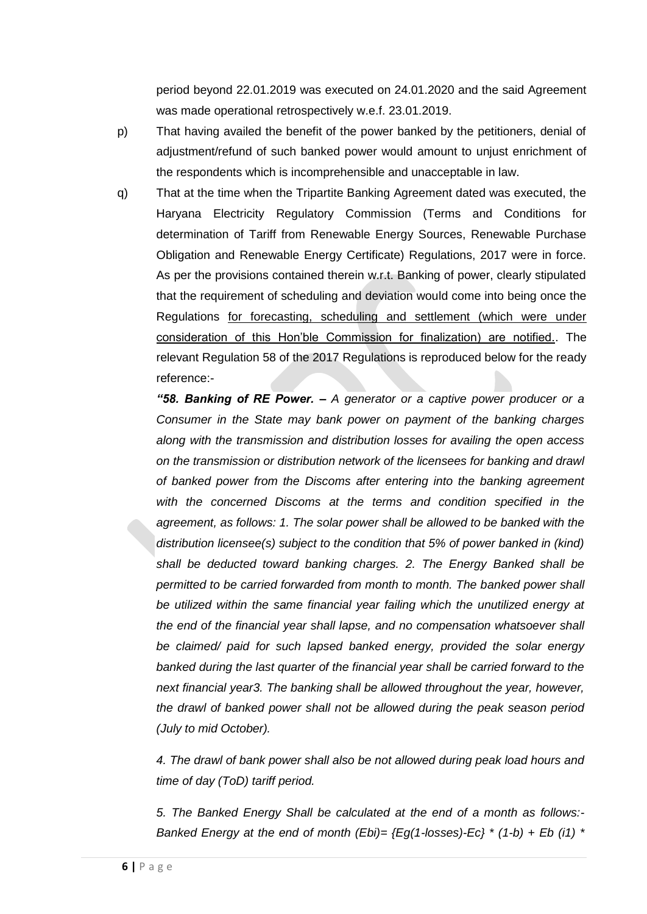period beyond 22.01.2019 was executed on 24.01.2020 and the said Agreement was made operational retrospectively w.e.f. 23.01.2019.

p) That having availed the benefit of the power banked by the petitioners, denial of adjustment/refund of such banked power would amount to unjust enrichment of the respondents which is incomprehensible and unacceptable in law.

q) That at the time when the Tripartite Banking Agreement dated was executed, the Haryana Electricity Regulatory Commission (Terms and Conditions for determination of Tariff from Renewable Energy Sources, Renewable Purchase Obligation and Renewable Energy Certificate) Regulations, 2017 were in force. As per the provisions contained therein w.r.t. Banking of power, clearly stipulated that the requirement of scheduling and deviation would come into being once the Regulations <u>for forecasting, scheduling and settlement (which were under consideration of this Hon'ble Commission for finalization) are notified.</u>. The relevant Regulation 58 of the 2017 Regulations is reproduced below for the ready reference:-

***"58. Banking of RE Power. –*** *A generator or a captive power producer or a Consumer in the State may bank power on payment of the banking charges along with the transmission and distribution losses for availing the open access on the transmission or distribution network of the licensees for banking and drawl of banked power from the Discoms after entering into the banking agreement with the concerned Discoms at the terms and condition specified in the agreement, as follows: 1. The solar power shall be allowed to be banked with the distribution licensee(s) subject to the condition that 5% of power banked in (kind) shall be deducted toward banking charges. 2. The Energy Banked shall be permitted to be carried forwarded from month to month. The banked power shall be utilized within the same financial year failing which the unutilized energy at the end of the financial year shall lapse, and no compensation whatsoever shall be claimed/ paid for such lapsed banked energy, provided the solar energy banked during the last quarter of the financial year shall be carried forward to the next financial year3. The banking shall be allowed throughout the year, however, the drawl of banked power shall not be allowed during the peak season period (July to mid October).*

*4. The drawl of bank power shall also be not allowed during peak load hours and time of day (ToD) tariff period.*

*5. The Banked Energy Shall be calculated at the end of a month as follows:- Banked Energy at the end of month (Ebi)= {Eg(1-losses)-Ec} \* (1-b) + Eb (i1) \**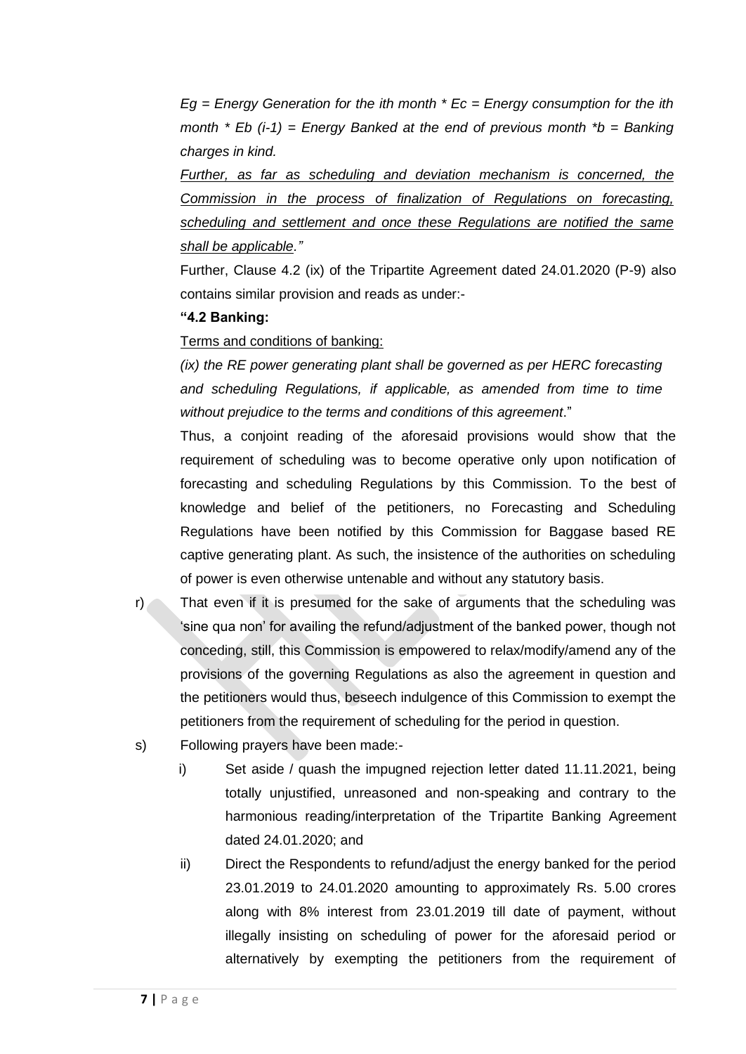*Eg = Energy Generation for the ith month * Ec = Energy consumption for the ith month * Eb (i-1) = Energy Banked at the end of previous month *b = Banking charges in kind.*

*<u>Further, as far as scheduling and deviation mechanism is concerned, the Commission in the process of finalization of Regulations on forecasting, scheduling and settlement and once these Regulations are notified the same shall be applicable</u>."*

Further, Clause 4.2 (ix) of the Tripartite Agreement dated 24.01.2020 (P-9) also contains similar provision and reads as under:-

**"4.2 Banking:**

<u>Terms and conditions of banking:</u>

*(ix) the RE power generating plant shall be governed as per HERC forecasting and scheduling Regulations, if applicable, as amended from time to time without prejudice to the terms and conditions of this agreement*."

Thus, a conjoint reading of the aforesaid provisions would show that the requirement of scheduling was to become operative only upon notification of forecasting and scheduling Regulations by this Commission. To the best of knowledge and belief of the petitioners, no Forecasting and Scheduling Regulations have been notified by this Commission for Baggase based RE captive generating plant. As such, the insistence of the authorities on scheduling of power is even otherwise untenable and without any statutory basis.

r) That even if it is presumed for the sake of arguments that the scheduling was 'sine qua non' for availing the refund/adjustment of the banked power, though not conceding, still, this Commission is empowered to relax/modify/amend any of the provisions of the governing Regulations as also the agreement in question and the petitioners would thus, beseech indulgence of this Commission to exempt the petitioners from the requirement of scheduling for the period in question.

s) Following prayers have been made:-

  i) Set aside / quash the impugned rejection letter dated 11.11.2021, being totally unjustified, unreasoned and non-speaking and contrary to the harmonious reading/interpretation of the Tripartite Banking Agreement dated 24.01.2020; and

  ii) Direct the Respondents to refund/adjust the energy banked for the period 23.01.2019 to 24.01.2020 amounting to approximately Rs. 5.00 crores along with 8% interest from 23.01.2019 till date of payment, without illegally insisting on scheduling of power for the aforesaid period or alternatively by exempting the petitioners from the requirement of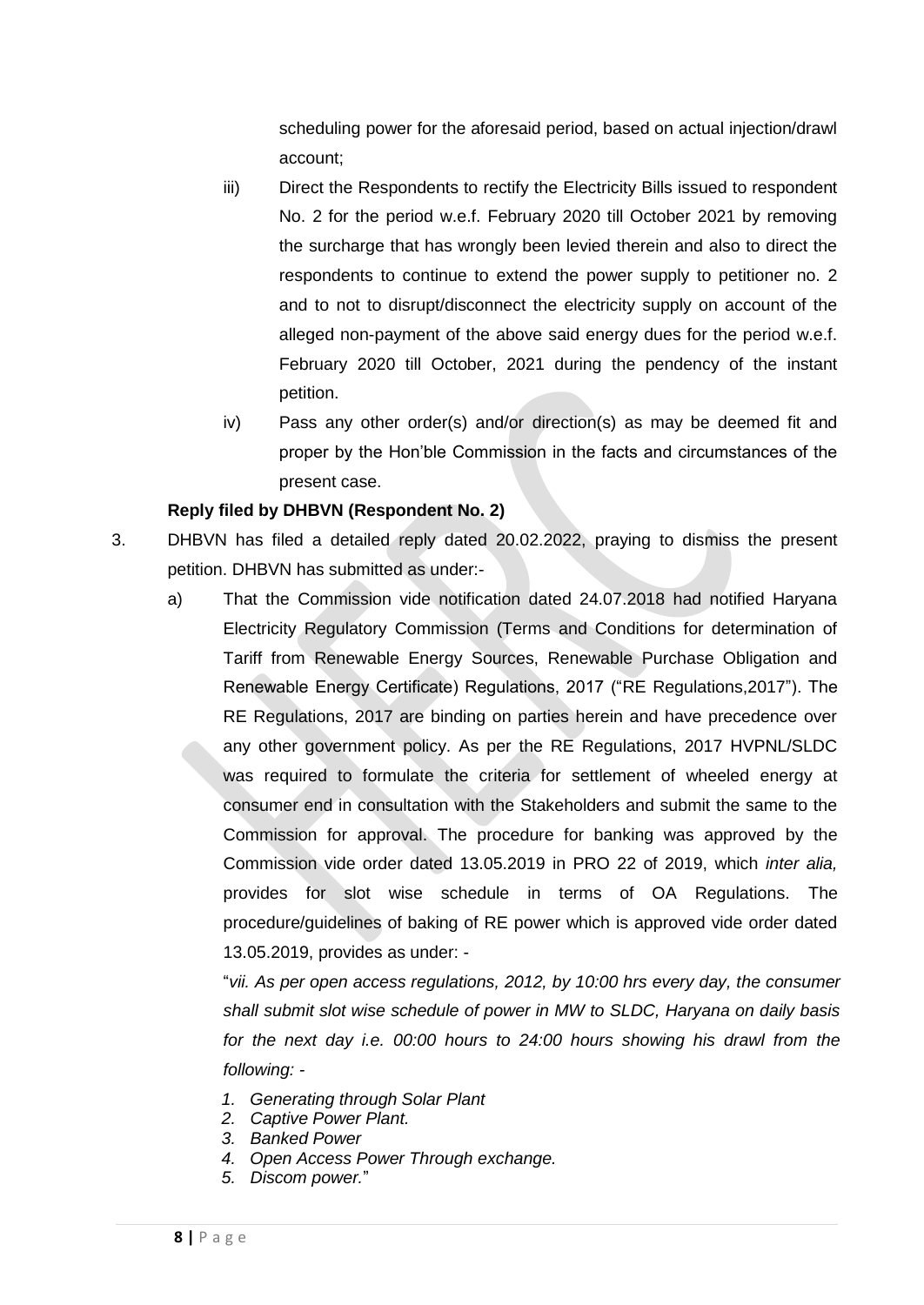scheduling power for the aforesaid period, based on actual injection/drawl account;

iii) Direct the Respondents to rectify the Electricity Bills issued to respondent No. 2 for the period w.e.f. February 2020 till October 2021 by removing the surcharge that has wrongly been levied therein and also to direct the respondents to continue to extend the power supply to petitioner no. 2 and to not to disrupt/disconnect the electricity supply on account of the alleged non-payment of the above said energy dues for the period w.e.f. February 2020 till October, 2021 during the pendency of the instant petition.

iv) Pass any other order(s) and/or direction(s) as may be deemed fit and proper by the Hon'ble Commission in the facts and circumstances of the present case.

**Reply filed by DHBVN (Respondent No. 2)**

3. DHBVN has filed a detailed reply dated 20.02.2022, praying to dismiss the present petition. DHBVN has submitted as under:-

a) That the Commission vide notification dated 24.07.2018 had notified Haryana Electricity Regulatory Commission (Terms and Conditions for determination of Tariff from Renewable Energy Sources, Renewable Purchase Obligation and Renewable Energy Certificate) Regulations, 2017 ("RE Regulations,2017"). The RE Regulations, 2017 are binding on parties herein and have precedence over any other government policy. As per the RE Regulations, 2017 HVPNL/SLDC was required to formulate the criteria for settlement of wheeled energy at consumer end in consultation with the Stakeholders and submit the same to the Commission for approval. The procedure for banking was approved by the Commission vide order dated 13.05.2019 in PRO 22 of 2019, which *inter alia,* provides for slot wise schedule in terms of OA Regulations. The procedure/guidelines of baking of RE power which is approved vide order dated 13.05.2019, provides as under: -

"*vii. As per open access regulations, 2012, by 10:00 hrs every day, the consumer shall submit slot wise schedule of power in MW to SLDC, Haryana on daily basis for the next day i.e. 00:00 hours to 24:00 hours showing his drawl from the following: -*

*1. Generating through Solar Plant*
*2. Captive Power Plant.*
*3. Banked Power*
*4. Open Access Power Through exchange.*
*5. Discom power.*"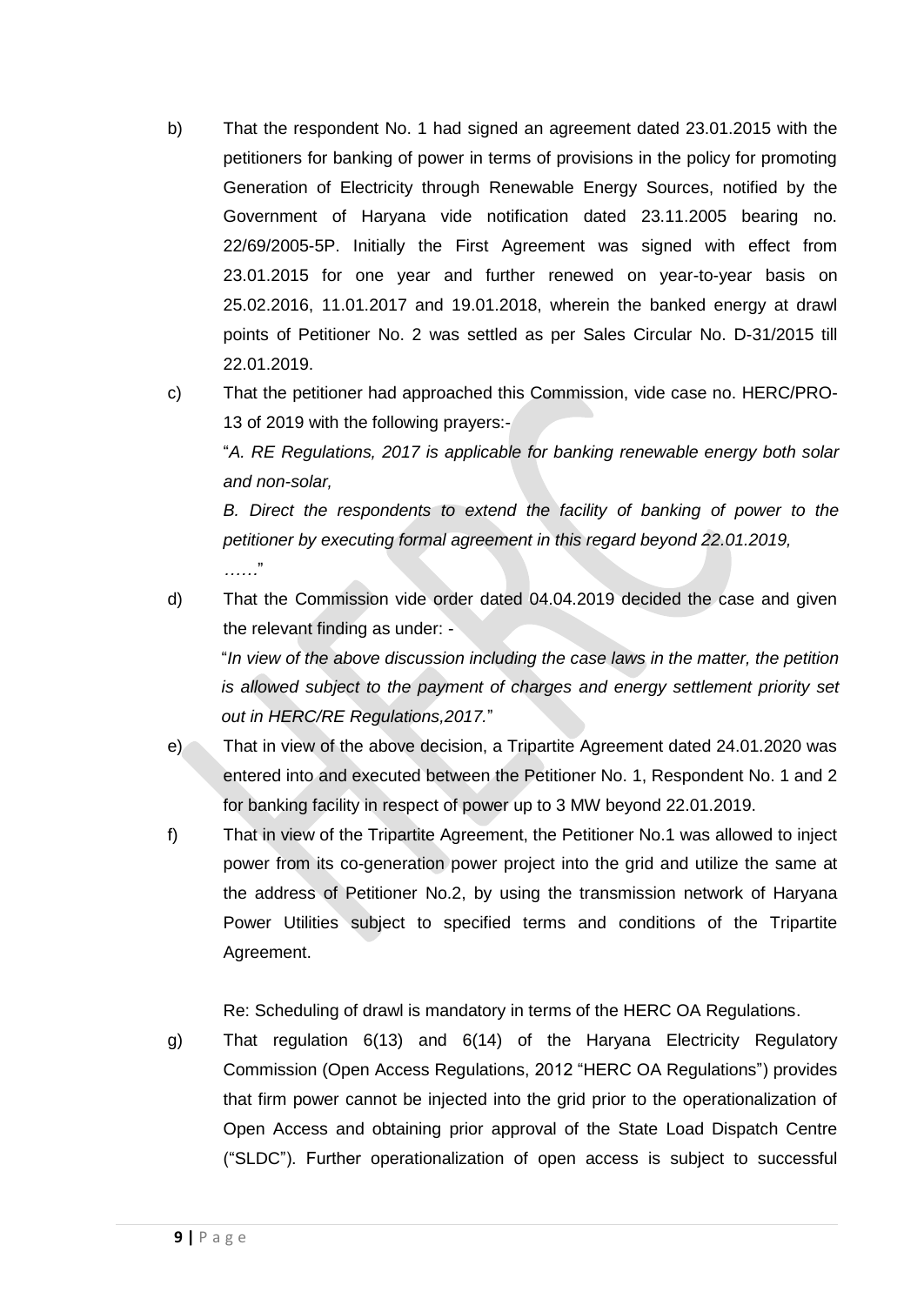b) That the respondent No. 1 had signed an agreement dated 23.01.2015 with the petitioners for banking of power in terms of provisions in the policy for promoting Generation of Electricity through Renewable Energy Sources, notified by the Government of Haryana vide notification dated 23.11.2005 bearing no. 22/69/2005-5P. Initially the First Agreement was signed with effect from 23.01.2015 for one year and further renewed on year-to-year basis on 25.02.2016, 11.01.2017 and 19.01.2018, wherein the banked energy at drawl points of Petitioner No. 2 was settled as per Sales Circular No. D-31/2015 till 22.01.2019.

c) That the petitioner had approached this Commission, vide case no. HERC/PRO-13 of 2019 with the following prayers:-

"*A. RE Regulations, 2017 is applicable for banking renewable energy both solar and non-solar,*

*B. Direct the respondents to extend the facility of banking of power to the petitioner by executing formal agreement in this regard beyond 22.01.2019,*

……"

d) That the Commission vide order dated 04.04.2019 decided the case and given the relevant finding as under: -

"*In view of the above discussion including the case laws in the matter, the petition is allowed subject to the payment of charges and energy settlement priority set out in HERC/RE Regulations,2017.*"

e) That in view of the above decision, a Tripartite Agreement dated 24.01.2020 was entered into and executed between the Petitioner No. 1, Respondent No. 1 and 2 for banking facility in respect of power up to 3 MW beyond 22.01.2019.

f) That in view of the Tripartite Agreement, the Petitioner No.1 was allowed to inject power from its co-generation power project into the grid and utilize the same at the address of Petitioner No.2, by using the transmission network of Haryana Power Utilities subject to specified terms and conditions of the Tripartite Agreement.

Re: Scheduling of drawl is mandatory in terms of the HERC OA Regulations.

g) That regulation 6(13) and 6(14) of the Haryana Electricity Regulatory Commission (Open Access Regulations, 2012 "HERC OA Regulations") provides that firm power cannot be injected into the grid prior to the operationalization of Open Access and obtaining prior approval of the State Load Dispatch Centre ("SLDC"). Further operationalization of open access is subject to successful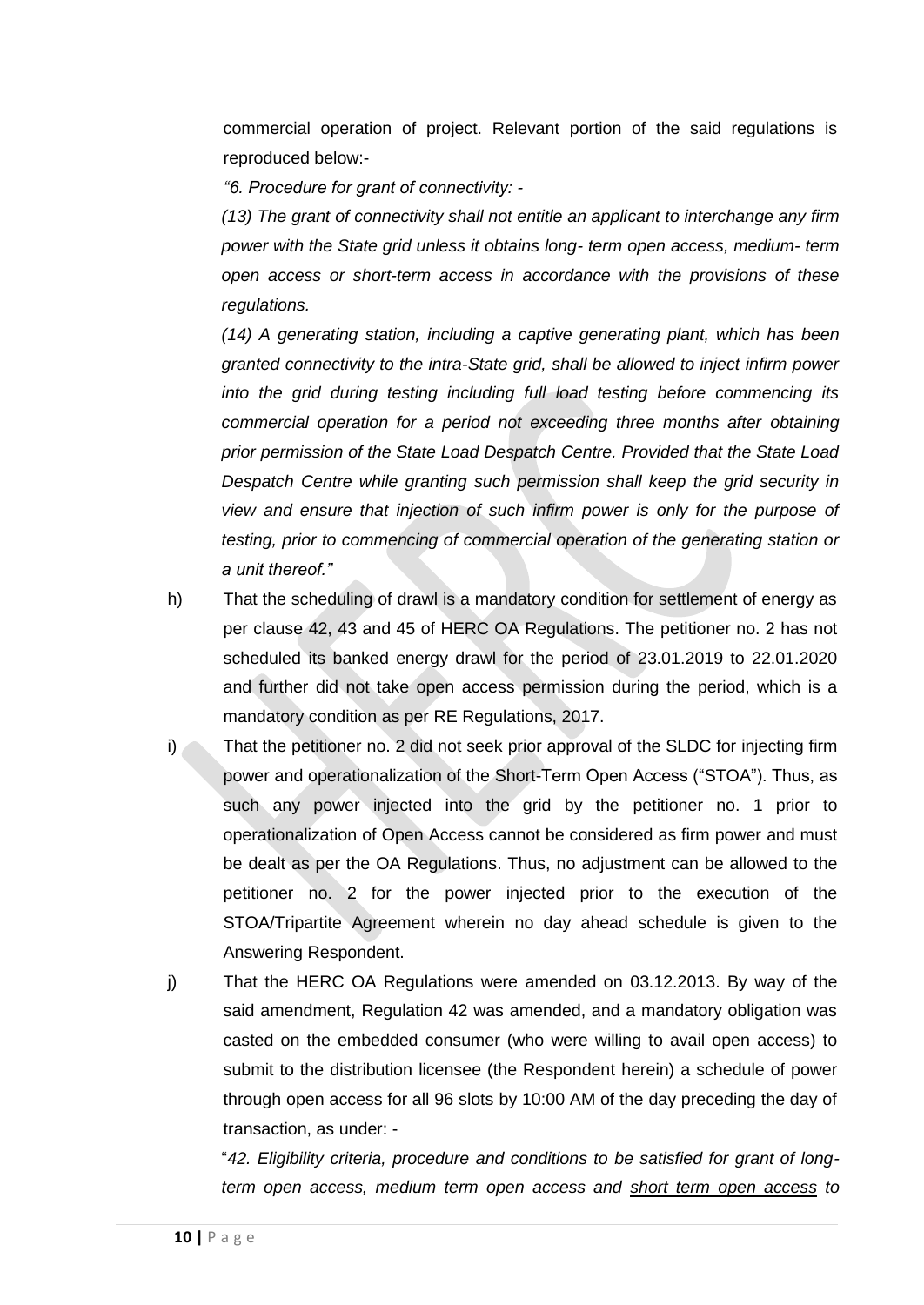commercial operation of project. Relevant portion of the said regulations is reproduced below:-

*"6. Procedure for grant of connectivity: -*

*(13) The grant of connectivity shall not entitle an applicant to interchange any firm power with the State grid unless it obtains long- term open access, medium- term open access or <u>short-term access</u> in accordance with the provisions of these regulations.*

*(14) A generating station, including a captive generating plant, which has been granted connectivity to the intra-State grid, shall be allowed to inject infirm power into the grid during testing including full load testing before commencing its commercial operation for a period not exceeding three months after obtaining prior permission of the State Load Despatch Centre. Provided that the State Load Despatch Centre while granting such permission shall keep the grid security in view and ensure that injection of such infirm power is only for the purpose of testing, prior to commencing of commercial operation of the generating station or a unit thereof."*

h) That the scheduling of drawl is a mandatory condition for settlement of energy as per clause 42, 43 and 45 of HERC OA Regulations. The petitioner no. 2 has not scheduled its banked energy drawl for the period of 23.01.2019 to 22.01.2020 and further did not take open access permission during the period, which is a mandatory condition as per RE Regulations, 2017.

i) That the petitioner no. 2 did not seek prior approval of the SLDC for injecting firm power and operationalization of the Short-Term Open Access ("STOA"). Thus, as such any power injected into the grid by the petitioner no. 1 prior to operationalization of Open Access cannot be considered as firm power and must be dealt as per the OA Regulations. Thus, no adjustment can be allowed to the petitioner no. 2 for the power injected prior to the execution of the STOA/Tripartite Agreement wherein no day ahead schedule is given to the Answering Respondent.

j) That the HERC OA Regulations were amended on 03.12.2013. By way of the said amendment, Regulation 42 was amended, and a mandatory obligation was casted on the embedded consumer (who were willing to avail open access) to submit to the distribution licensee (the Respondent herein) a schedule of power through open access for all 96 slots by 10:00 AM of the day preceding the day of transaction, as under: -

"*42. Eligibility criteria, procedure and conditions to be satisfied for grant of long-term open access, medium term open access and <u>short term open access</u> to*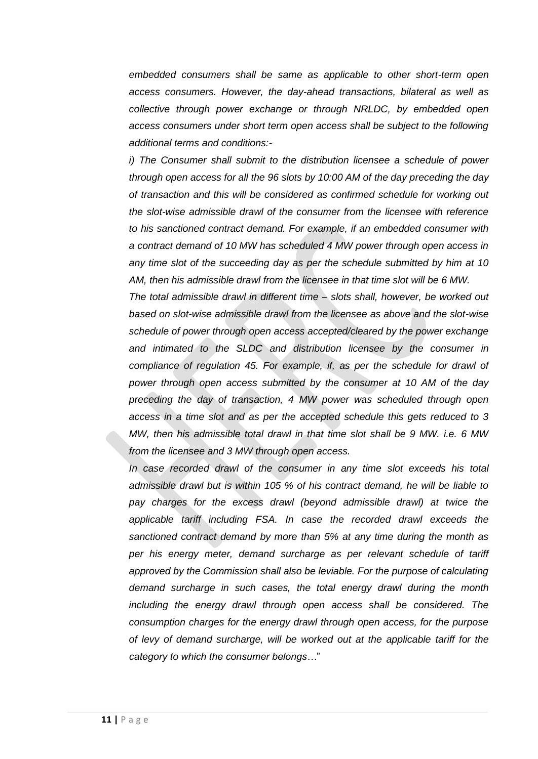*embedded consumers shall be same as applicable to other short-term open access consumers. However, the day-ahead transactions, bilateral as well as collective through power exchange or through NRLDC, by embedded open access consumers under short term open access shall be subject to the following additional terms and conditions:-*

*i) The Consumer shall submit to the distribution licensee a schedule of power through open access for all the 96 slots by 10:00 AM of the day preceding the day of transaction and this will be considered as confirmed schedule for working out the slot-wise admissible drawl of the consumer from the licensee with reference to his sanctioned contract demand. For example, if an embedded consumer with a contract demand of 10 MW has scheduled 4 MW power through open access in any time slot of the succeeding day as per the schedule submitted by him at 10 AM, then his admissible drawl from the licensee in that time slot will be 6 MW.*

*The total admissible drawl in different time – slots shall, however, be worked out based on slot-wise admissible drawl from the licensee as above and the slot-wise schedule of power through open access accepted/cleared by the power exchange and intimated to the SLDC and distribution licensee by the consumer in compliance of regulation 45. For example, if, as per the schedule for drawl of power through open access submitted by the consumer at 10 AM of the day preceding the day of transaction, 4 MW power was scheduled through open access in a time slot and as per the accepted schedule this gets reduced to 3 MW, then his admissible total drawl in that time slot shall be 9 MW. i.e. 6 MW from the licensee and 3 MW through open access.*

*In case recorded drawl of the consumer in any time slot exceeds his total admissible drawl but is within 105 % of his contract demand, he will be liable to pay charges for the excess drawl (beyond admissible drawl) at twice the applicable tariff including FSA. In case the recorded drawl exceeds the sanctioned contract demand by more than 5% at any time during the month as per his energy meter, demand surcharge as per relevant schedule of tariff approved by the Commission shall also be leviable. For the purpose of calculating demand surcharge in such cases, the total energy drawl during the month including the energy drawl through open access shall be considered. The consumption charges for the energy drawl through open access, for the purpose of levy of demand surcharge, will be worked out at the applicable tariff for the category to which the consumer belongs…*"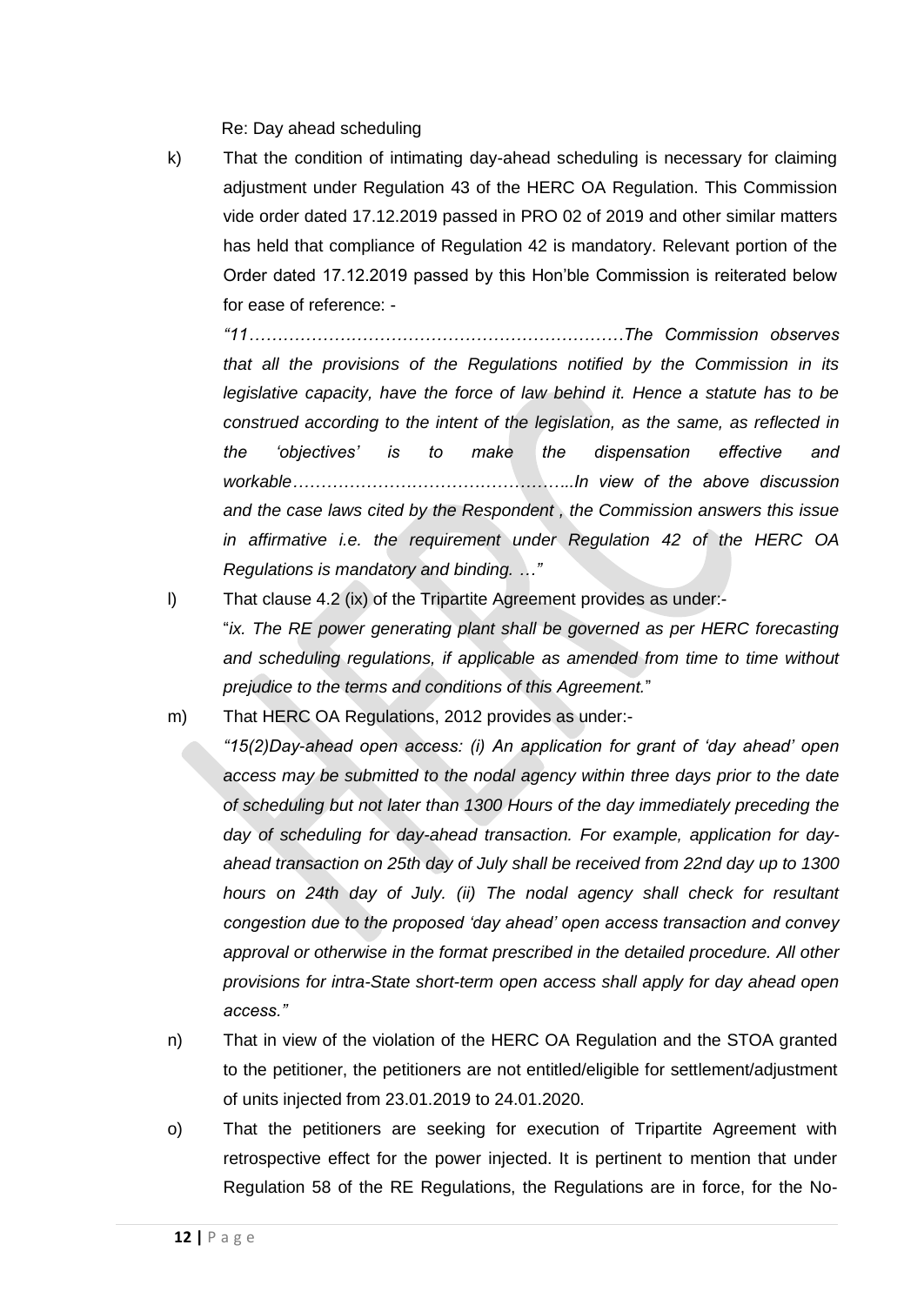Re: Day ahead scheduling

k) That the condition of intimating day-ahead scheduling is necessary for claiming adjustment under Regulation 43 of the HERC OA Regulation. This Commission vide order dated 17.12.2019 passed in PRO 02 of 2019 and other similar matters has held that compliance of Regulation 42 is mandatory. Relevant portion of the Order dated 17.12.2019 passed by this Hon'ble Commission is reiterated below for ease of reference: -

*"11…………………………………………………………The Commission observes that all the provisions of the Regulations notified by the Commission in its legislative capacity, have the force of law behind it. Hence a statute has to be construed according to the intent of the legislation, as the same, as reflected in the 'objectives' is to make the dispensation effective and workable…………………………………………..In view of the above discussion and the case laws cited by the Respondent , the Commission answers this issue in affirmative i.e. the requirement under Regulation 42 of the HERC OA Regulations is mandatory and binding. …"*

l) That clause 4.2 (ix) of the Tripartite Agreement provides as under:-

"*ix. The RE power generating plant shall be governed as per HERC forecasting and scheduling regulations, if applicable as amended from time to time without prejudice to the terms and conditions of this Agreement.*"

m) That HERC OA Regulations, 2012 provides as under:-

*"15(2)Day-ahead open access: (i) An application for grant of 'day ahead' open access may be submitted to the nodal agency within three days prior to the date of scheduling but not later than 1300 Hours of the day immediately preceding the day of scheduling for day-ahead transaction. For example, application for day-ahead transaction on 25th day of July shall be received from 22nd day up to 1300 hours on 24th day of July. (ii) The nodal agency shall check for resultant congestion due to the proposed 'day ahead' open access transaction and convey approval or otherwise in the format prescribed in the detailed procedure. All other provisions for intra-State short-term open access shall apply for day ahead open access."*

n) That in view of the violation of the HERC OA Regulation and the STOA granted to the petitioner, the petitioners are not entitled/eligible for settlement/adjustment of units injected from 23.01.2019 to 24.01.2020.

o) That the petitioners are seeking for execution of Tripartite Agreement with retrospective effect for the power injected. It is pertinent to mention that under Regulation 58 of the RE Regulations, the Regulations are in force, for the No-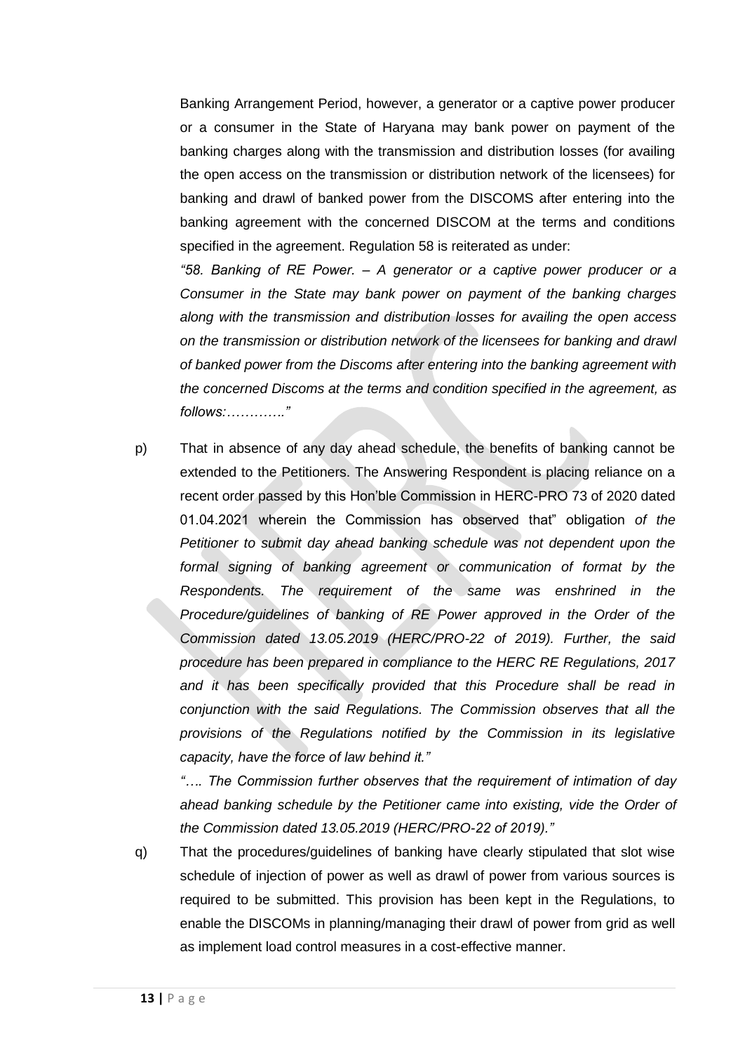Banking Arrangement Period, however, a generator or a captive power producer or a consumer in the State of Haryana may bank power on payment of the banking charges along with the transmission and distribution losses (for availing the open access on the transmission or distribution network of the licensees) for banking and drawl of banked power from the DISCOMS after entering into the banking agreement with the concerned DISCOM at the terms and conditions specified in the agreement. Regulation 58 is reiterated as under:

*"58. Banking of RE Power. – A generator or a captive power producer or a Consumer in the State may bank power on payment of the banking charges along with the transmission and distribution losses for availing the open access on the transmission or distribution network of the licensees for banking and drawl of banked power from the Discoms after entering into the banking agreement with the concerned Discoms at the terms and condition specified in the agreement, as follows:…………."*

p) That in absence of any day ahead schedule, the benefits of banking cannot be extended to the Petitioners. The Answering Respondent is placing reliance on a recent order passed by this Hon'ble Commission in HERC-PRO 73 of 2020 dated 01.04.2021 wherein the Commission has observed that" obligation *of the Petitioner to submit day ahead banking schedule was not dependent upon the formal signing of banking agreement or communication of format by the Respondents. The requirement of the same was enshrined in the Procedure/guidelines of banking of RE Power approved in the Order of the Commission dated 13.05.2019 (HERC/PRO-22 of 2019). Further, the said procedure has been prepared in compliance to the HERC RE Regulations, 2017 and it has been specifically provided that this Procedure shall be read in conjunction with the said Regulations. The Commission observes that all the provisions of the Regulations notified by the Commission in its legislative capacity, have the force of law behind it."*

*"…. The Commission further observes that the requirement of intimation of day ahead banking schedule by the Petitioner came into existing, vide the Order of the Commission dated 13.05.2019 (HERC/PRO-22 of 2019)."*

q) That the procedures/guidelines of banking have clearly stipulated that slot wise schedule of injection of power as well as drawl of power from various sources is required to be submitted. This provision has been kept in the Regulations, to enable the DISCOMs in planning/managing their drawl of power from grid as well as implement load control measures in a cost-effective manner.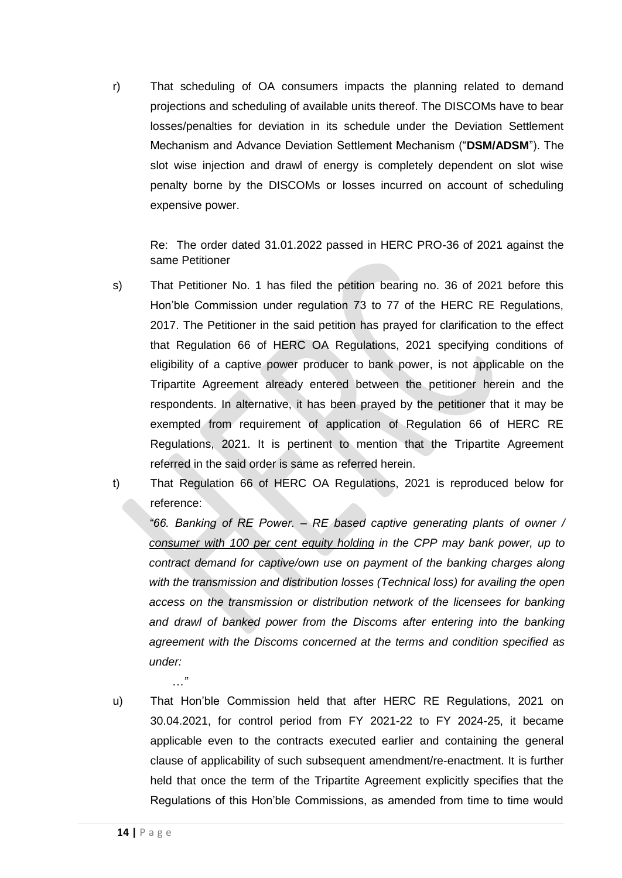r) That scheduling of OA consumers impacts the planning related to demand projections and scheduling of available units thereof. The DISCOMs have to bear losses/penalties for deviation in its schedule under the Deviation Settlement Mechanism and Advance Deviation Settlement Mechanism ("**DSM/ADSM**"). The slot wise injection and drawl of energy is completely dependent on slot wise penalty borne by the DISCOMs or losses incurred on account of scheduling expensive power.

Re: The order dated 31.01.2022 passed in HERC PRO-36 of 2021 against the same Petitioner

s) That Petitioner No. 1 has filed the petition bearing no. 36 of 2021 before this Hon'ble Commission under regulation 73 to 77 of the HERC RE Regulations, 2017. The Petitioner in the said petition has prayed for clarification to the effect that Regulation 66 of HERC OA Regulations, 2021 specifying conditions of eligibility of a captive power producer to bank power, is not applicable on the Tripartite Agreement already entered between the petitioner herein and the respondents. In alternative, it has been prayed by the petitioner that it may be exempted from requirement of application of Regulation 66 of HERC RE Regulations, 2021. It is pertinent to mention that the Tripartite Agreement referred in the said order is same as referred herein.

t) That Regulation 66 of HERC OA Regulations, 2021 is reproduced below for reference:

*"66. Banking of RE Power. – RE based captive generating plants of owner / <u>consumer with 100 per cent equity holding</u> in the CPP may bank power, up to contract demand for captive/own use on payment of the banking charges along with the transmission and distribution losses (Technical loss) for availing the open access on the transmission or distribution network of the licensees for banking and drawl of banked power from the Discoms after entering into the banking agreement with the Discoms concerned at the terms and condition specified as under:*

*…"*

u) That Hon'ble Commission held that after HERC RE Regulations, 2021 on 30.04.2021, for control period from FY 2021-22 to FY 2024-25, it became applicable even to the contracts executed earlier and containing the general clause of applicability of such subsequent amendment/re-enactment. It is further held that once the term of the Tripartite Agreement explicitly specifies that the Regulations of this Hon'ble Commissions, as amended from time to time would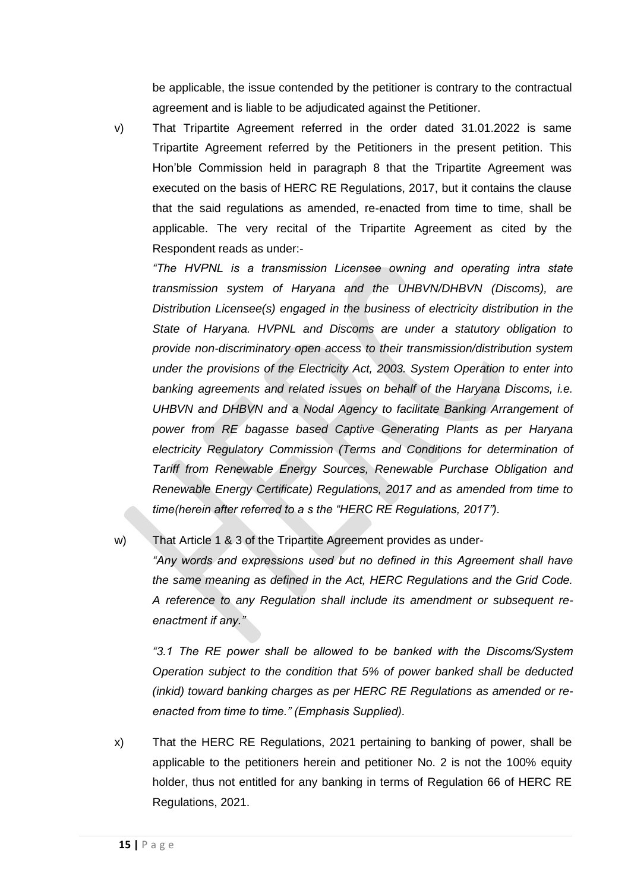be applicable, the issue contended by the petitioner is contrary to the contractual agreement and is liable to be adjudicated against the Petitioner.

v) That Tripartite Agreement referred in the order dated 31.01.2022 is same Tripartite Agreement referred by the Petitioners in the present petition. This Hon'ble Commission held in paragraph 8 that the Tripartite Agreement was executed on the basis of HERC RE Regulations, 2017, but it contains the clause that the said regulations as amended, re-enacted from time to time, shall be applicable. The very recital of the Tripartite Agreement as cited by the Respondent reads as under:-

*"The HVPNL is a transmission Licensee owning and operating intra state transmission system of Haryana and the UHBVN/DHBVN (Discoms), are Distribution Licensee(s) engaged in the business of electricity distribution in the State of Haryana. HVPNL and Discoms are under a statutory obligation to provide non-discriminatory open access to their transmission/distribution system under the provisions of the Electricity Act, 2003. System Operation to enter into banking agreements and related issues on behalf of the Haryana Discoms, i.e. UHBVN and DHBVN and a Nodal Agency to facilitate Banking Arrangement of power from RE bagasse based Captive Generating Plants as per Haryana electricity Regulatory Commission (Terms and Conditions for determination of Tariff from Renewable Energy Sources, Renewable Purchase Obligation and Renewable Energy Certificate) Regulations, 2017 and as amended from time to time(herein after referred to a s the "HERC RE Regulations, 2017").*

w) That Article 1 & 3 of the Tripartite Agreement provides as under-

*"Any words and expressions used but no defined in this Agreement shall have the same meaning as defined in the Act, HERC Regulations and the Grid Code. A reference to any Regulation shall include its amendment or subsequent re-enactment if any."*

*"3.1 The RE power shall be allowed to be banked with the Discoms/System Operation subject to the condition that 5% of power banked shall be deducted (inkid) toward banking charges as per HERC RE Regulations as amended or re-enacted from time to time." (Emphasis Supplied).*

x) That the HERC RE Regulations, 2021 pertaining to banking of power, shall be applicable to the petitioners herein and petitioner No. 2 is not the 100% equity holder, thus not entitled for any banking in terms of Regulation 66 of HERC RE Regulations, 2021.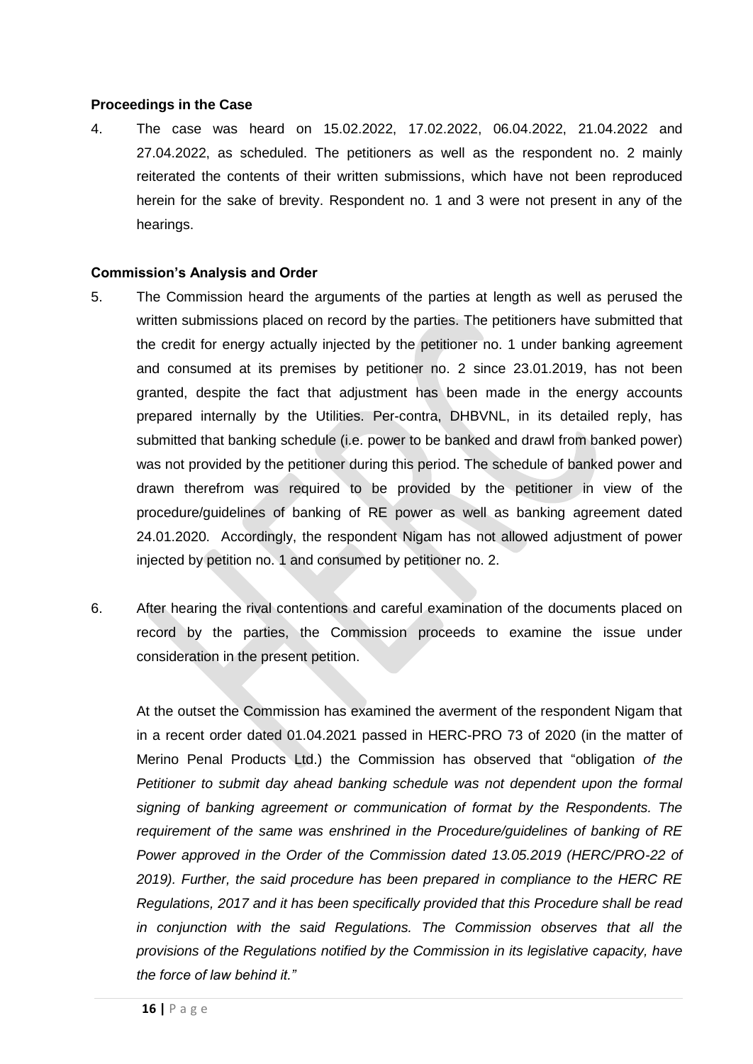**Proceedings in the Case**

4. The case was heard on 15.02.2022, 17.02.2022, 06.04.2022, 21.04.2022 and 27.04.2022, as scheduled. The petitioners as well as the respondent no. 2 mainly reiterated the contents of their written submissions, which have not been reproduced herein for the sake of brevity. Respondent no. 1 and 3 were not present in any of the hearings.

**Commission's Analysis and Order**

5. The Commission heard the arguments of the parties at length as well as perused the written submissions placed on record by the parties. The petitioners have submitted that the credit for energy actually injected by the petitioner no. 1 under banking agreement and consumed at its premises by petitioner no. 2 since 23.01.2019, has not been granted, despite the fact that adjustment has been made in the energy accounts prepared internally by the Utilities. Per-contra, DHBVNL, in its detailed reply, has submitted that banking schedule (i.e. power to be banked and drawl from banked power) was not provided by the petitioner during this period. The schedule of banked power and drawn therefrom was required to be provided by the petitioner in view of the procedure/guidelines of banking of RE power as well as banking agreement dated 24.01.2020. Accordingly, the respondent Nigam has not allowed adjustment of power injected by petition no. 1 and consumed by petitioner no. 2.

6. After hearing the rival contentions and careful examination of the documents placed on record by the parties, the Commission proceeds to examine the issue under consideration in the present petition.

   At the outset the Commission has examined the averment of the respondent Nigam that in a recent order dated 01.04.2021 passed in HERC-PRO 73 of 2020 (in the matter of Merino Penal Products Ltd.) the Commission has observed that "obligation *of the Petitioner to submit day ahead banking schedule was not dependent upon the formal signing of banking agreement or communication of format by the Respondents. The requirement of the same was enshrined in the Procedure/guidelines of banking of RE Power approved in the Order of the Commission dated 13.05.2019 (HERC/PRO-22 of 2019). Further, the said procedure has been prepared in compliance to the HERC RE Regulations, 2017 and it has been specifically provided that this Procedure shall be read in conjunction with the said Regulations. The Commission observes that all the provisions of the Regulations notified by the Commission in its legislative capacity, have the force of law behind it."*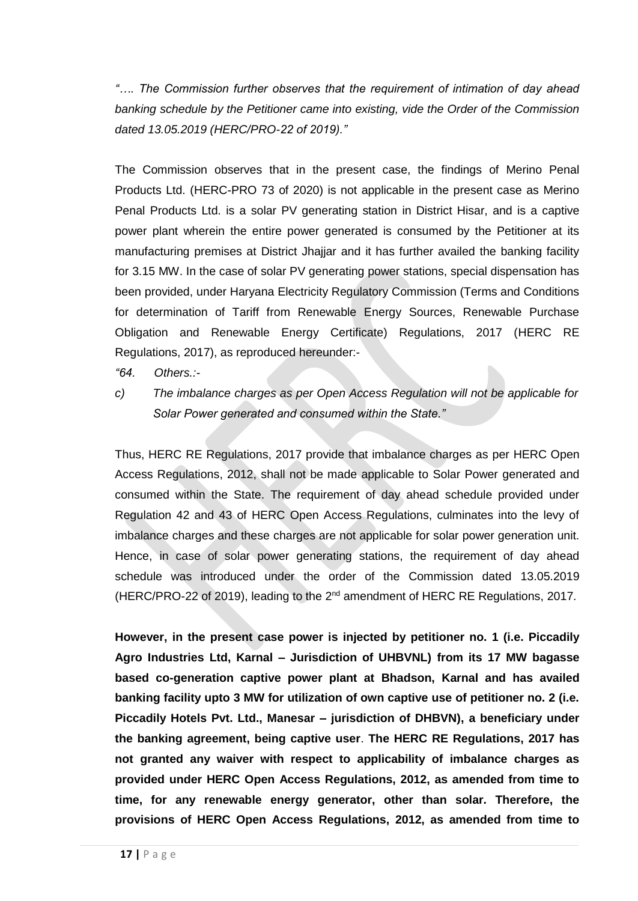*“…. The Commission further observes that the requirement of intimation of day ahead banking schedule by the Petitioner came into existing, vide the Order of the Commission dated 13.05.2019 (HERC/PRO-22 of 2019).”*

The Commission observes that in the present case, the findings of Merino Penal Products Ltd. (HERC-PRO 73 of 2020) is not applicable in the present case as Merino Penal Products Ltd. is a solar PV generating station in District Hisar, and is a captive power plant wherein the entire power generated is consumed by the Petitioner at its manufacturing premises at District Jhajjar and it has further availed the banking facility for 3.15 MW. In the case of solar PV generating power stations, special dispensation has been provided, under Haryana Electricity Regulatory Commission (Terms and Conditions for determination of Tariff from Renewable Energy Sources, Renewable Purchase Obligation and Renewable Energy Certificate) Regulations, 2017 (HERC RE Regulations, 2017), as reproduced hereunder:-

*“64. Others.:-*

*c) The imbalance charges as per Open Access Regulation will not be applicable for Solar Power generated and consumed within the State.”*

Thus, HERC RE Regulations, 2017 provide that imbalance charges as per HERC Open Access Regulations, 2012, shall not be made applicable to Solar Power generated and consumed within the State. The requirement of day ahead schedule provided under Regulation 42 and 43 of HERC Open Access Regulations, culminates into the levy of imbalance charges and these charges are not applicable for solar power generation unit. Hence, in case of solar power generating stations, the requirement of day ahead schedule was introduced under the order of the Commission dated 13.05.2019 (HERC/PRO-22 of 2019), leading to the 2nd amendment of HERC RE Regulations, 2017.

**However, in the present case power is injected by petitioner no. 1 (i.e. Piccadily Agro Industries Ltd, Karnal – Jurisdiction of UHBVNL) from its 17 MW bagasse based co-generation captive power plant at Bhadson, Karnal and has availed banking facility upto 3 MW for utilization of own captive use of petitioner no. 2 (i.e. Piccadily Hotels Pvt. Ltd., Manesar – jurisdiction of DHBVN), a beneficiary under the banking agreement, being captive user**. **The HERC RE Regulations, 2017 has not granted any waiver with respect to applicability of imbalance charges as provided under HERC Open Access Regulations, 2012, as amended from time to time, for any renewable energy generator, other than solar. Therefore, the provisions of HERC Open Access Regulations, 2012, as amended from time to**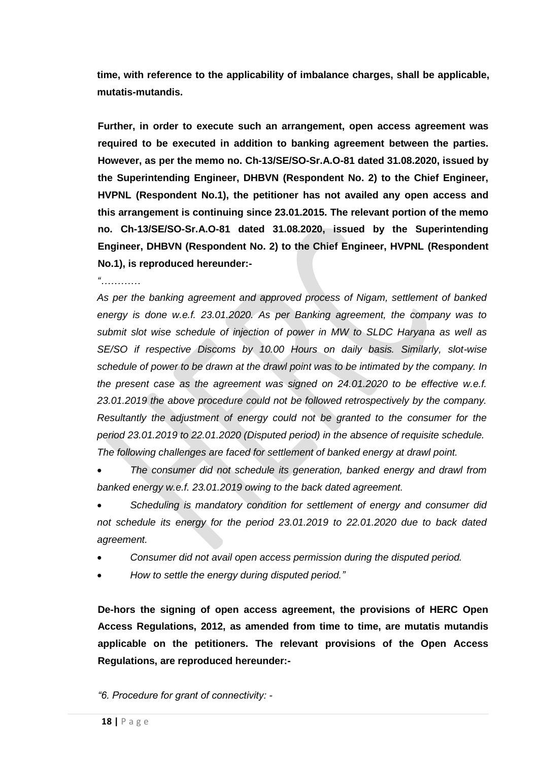**time, with reference to the applicability of imbalance charges, shall be applicable, mutatis-mutandis.**

**Further, in order to execute such an arrangement, open access agreement was required to be executed in addition to banking agreement between the parties. However, as per the memo no. Ch-13/SE/SO-Sr.A.O-81 dated 31.08.2020, issued by the Superintending Engineer, DHBVN (Respondent No. 2) to the Chief Engineer, HVPNL (Respondent No.1), the petitioner has not availed any open access and this arrangement is continuing since 23.01.2015. The relevant portion of the memo no. Ch-13/SE/SO-Sr.A.O-81 dated 31.08.2020, issued by the Superintending Engineer, DHBVN (Respondent No. 2) to the Chief Engineer, HVPNL (Respondent No.1), is reproduced hereunder:-**

*"…………*

*As per the banking agreement and approved process of Nigam, settlement of banked energy is done w.e.f. 23.01.2020. As per Banking agreement, the company was to submit slot wise schedule of injection of power in MW to SLDC Haryana as well as SE/SO if respective Discoms by 10.00 Hours on daily basis. Similarly, slot-wise schedule of power to be drawn at the drawl point was to be intimated by the company. In the present case as the agreement was signed on 24.01.2020 to be effective w.e.f. 23.01.2019 the above procedure could not be followed retrospectively by the company. Resultantly the adjustment of energy could not be granted to the consumer for the period 23.01.2019 to 22.01.2020 (Disputed period) in the absence of requisite schedule. The following challenges are faced for settlement of banked energy at drawl point.*

- *The consumer did not schedule its generation, banked energy and drawl from banked energy w.e.f. 23.01.2019 owing to the back dated agreement.*
- *Scheduling is mandatory condition for settlement of energy and consumer did not schedule its energy for the period 23.01.2019 to 22.01.2020 due to back dated agreement.*
- *Consumer did not avail open access permission during the disputed period.*
- *How to settle the energy during disputed period."*

**De-hors the signing of open access agreement, the provisions of HERC Open Access Regulations, 2012, as amended from time to time, are mutatis mutandis applicable on the petitioners. The relevant provisions of the Open Access Regulations, are reproduced hereunder:-**

*"6. Procedure for grant of connectivity: -*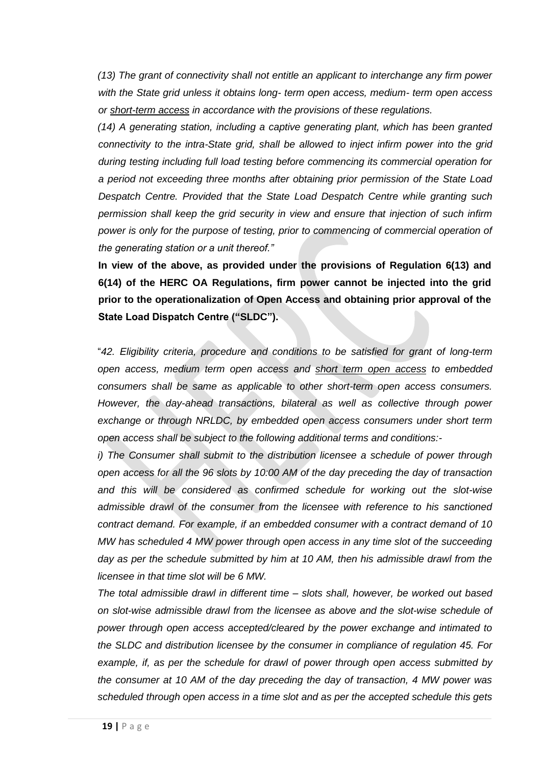*(13) The grant of connectivity shall not entitle an applicant to interchange any firm power with the State grid unless it obtains long- term open access, medium- term open access or short-term access in accordance with the provisions of these regulations.*

*(14) A generating station, including a captive generating plant, which has been granted connectivity to the intra-State grid, shall be allowed to inject infirm power into the grid during testing including full load testing before commencing its commercial operation for a period not exceeding three months after obtaining prior permission of the State Load Despatch Centre. Provided that the State Load Despatch Centre while granting such permission shall keep the grid security in view and ensure that injection of such infirm power is only for the purpose of testing, prior to commencing of commercial operation of the generating station or a unit thereof."*

**In view of the above, as provided under the provisions of Regulation 6(13) and 6(14) of the HERC OA Regulations, firm power cannot be injected into the grid prior to the operationalization of Open Access and obtaining prior approval of the State Load Dispatch Centre ("SLDC").**

"*42. Eligibility criteria, procedure and conditions to be satisfied for grant of long-term open access, medium term open access and short term open access to embedded consumers shall be same as applicable to other short-term open access consumers. However, the day-ahead transactions, bilateral as well as collective through power exchange or through NRLDC, by embedded open access consumers under short term open access shall be subject to the following additional terms and conditions:-*

*i) The Consumer shall submit to the distribution licensee a schedule of power through open access for all the 96 slots by 10:00 AM of the day preceding the day of transaction and this will be considered as confirmed schedule for working out the slot-wise admissible drawl of the consumer from the licensee with reference to his sanctioned contract demand. For example, if an embedded consumer with a contract demand of 10 MW has scheduled 4 MW power through open access in any time slot of the succeeding day as per the schedule submitted by him at 10 AM, then his admissible drawl from the licensee in that time slot will be 6 MW.*

*The total admissible drawl in different time – slots shall, however, be worked out based on slot-wise admissible drawl from the licensee as above and the slot-wise schedule of power through open access accepted/cleared by the power exchange and intimated to the SLDC and distribution licensee by the consumer in compliance of regulation 45. For example, if, as per the schedule for drawl of power through open access submitted by the consumer at 10 AM of the day preceding the day of transaction, 4 MW power was scheduled through open access in a time slot and as per the accepted schedule this gets*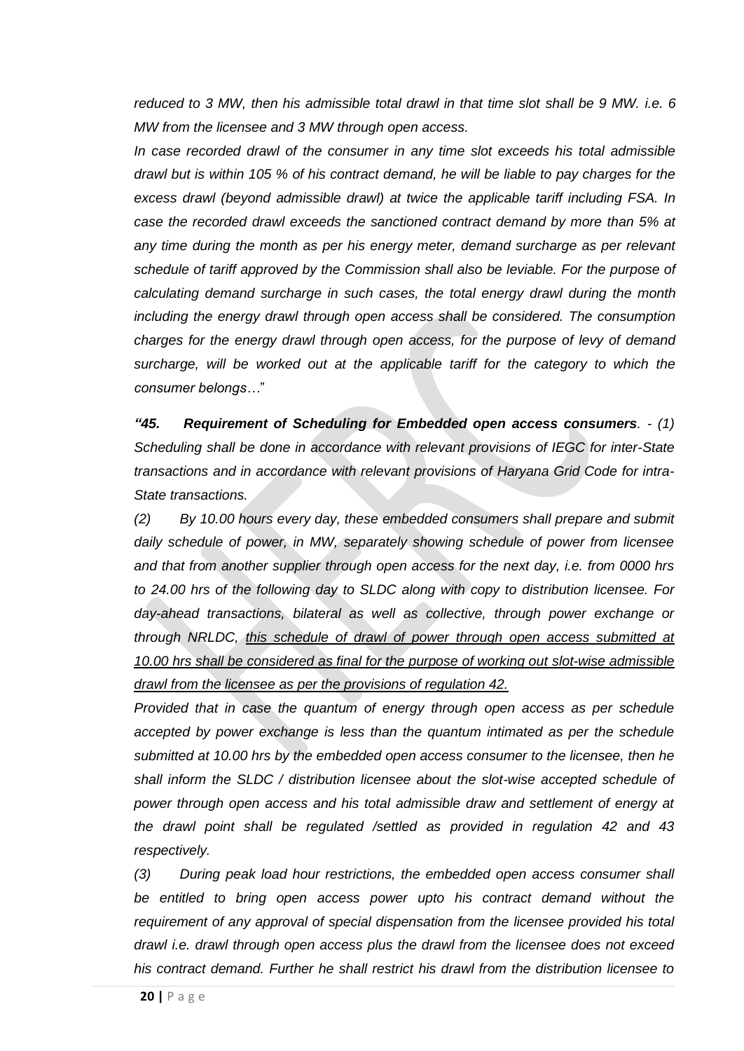*reduced to 3 MW, then his admissible total drawl in that time slot shall be 9 MW. i.e. 6 MW from the licensee and 3 MW through open access.*

*In case recorded drawl of the consumer in any time slot exceeds his total admissible drawl but is within 105 % of his contract demand, he will be liable to pay charges for the excess drawl (beyond admissible drawl) at twice the applicable tariff including FSA. In case the recorded drawl exceeds the sanctioned contract demand by more than 5% at any time during the month as per his energy meter, demand surcharge as per relevant schedule of tariff approved by the Commission shall also be leviable. For the purpose of calculating demand surcharge in such cases, the total energy drawl during the month including the energy drawl through open access shall be considered. The consumption charges for the energy drawl through open access, for the purpose of levy of demand surcharge, will be worked out at the applicable tariff for the category to which the consumer belongs…*"

***"45. Requirement of Scheduling for Embedded open access consumers**. - (1) Scheduling shall be done in accordance with relevant provisions of IEGC for inter-State transactions and in accordance with relevant provisions of Haryana Grid Code for intra-State transactions.*

*(2) By 10.00 hours every day, these embedded consumers shall prepare and submit daily schedule of power, in MW, separately showing schedule of power from licensee and that from another supplier through open access for the next day, i.e. from 0000 hrs to 24.00 hrs of the following day to SLDC along with copy to distribution licensee. For day-ahead transactions, bilateral as well as collective, through power exchange or through NRLDC, <u>this schedule of drawl of power through open access submitted at 10.00 hrs shall be considered as final for the purpose of working out slot-wise admissible drawl from the licensee as per the provisions of regulation 42.</u>*

*Provided that in case the quantum of energy through open access as per schedule accepted by power exchange is less than the quantum intimated as per the schedule submitted at 10.00 hrs by the embedded open access consumer to the licensee, then he shall inform the SLDC / distribution licensee about the slot-wise accepted schedule of power through open access and his total admissible draw and settlement of energy at the drawl point shall be regulated /settled as provided in regulation 42 and 43 respectively.*

*(3) During peak load hour restrictions, the embedded open access consumer shall be entitled to bring open access power upto his contract demand without the requirement of any approval of special dispensation from the licensee provided his total drawl i.e. drawl through open access plus the drawl from the licensee does not exceed his contract demand. Further he shall restrict his drawl from the distribution licensee to*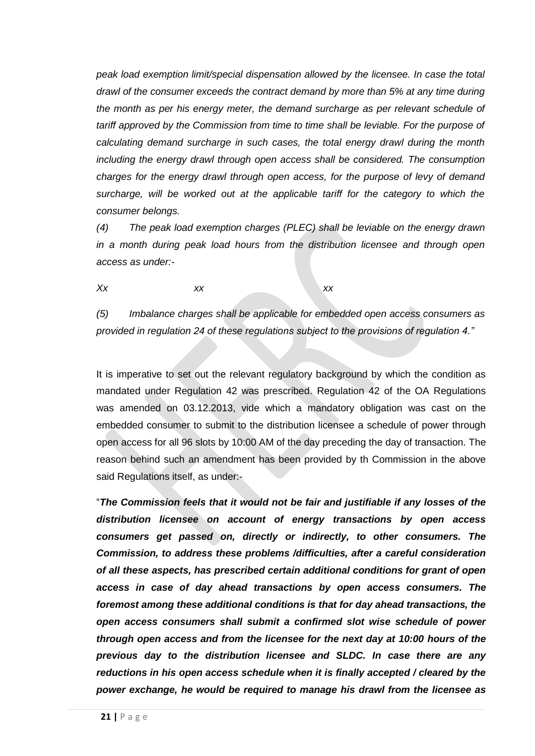*peak load exemption limit/special dispensation allowed by the licensee. In case the total drawl of the consumer exceeds the contract demand by more than 5% at any time during the month as per his energy meter, the demand surcharge as per relevant schedule of tariff approved by the Commission from time to time shall be leviable. For the purpose of calculating demand surcharge in such cases, the total energy drawl during the month including the energy drawl through open access shall be considered. The consumption charges for the energy drawl through open access, for the purpose of levy of demand surcharge, will be worked out at the applicable tariff for the category to which the consumer belongs.*

*(4) The peak load exemption charges (PLEC) shall be leviable on the energy drawn in a month during peak load hours from the distribution licensee and through open access as under:-*

*Xx xx xx*

*(5) Imbalance charges shall be applicable for embedded open access consumers as provided in regulation 24 of these regulations subject to the provisions of regulation 4."*

It is imperative to set out the relevant regulatory background by which the condition as mandated under Regulation 42 was prescribed. Regulation 42 of the OA Regulations was amended on 03.12.2013, vide which a mandatory obligation was cast on the embedded consumer to submit to the distribution licensee a schedule of power through open access for all 96 slots by 10:00 AM of the day preceding the day of transaction. The reason behind such an amendment has been provided by th Commission in the above said Regulations itself, as under:-

"***The Commission feels that it would not be fair and justifiable if any losses of the distribution licensee on account of energy transactions by open access consumers get passed on, directly or indirectly, to other consumers. The Commission, to address these problems /difficulties, after a careful consideration of all these aspects, has prescribed certain additional conditions for grant of open access in case of day ahead transactions by open access consumers. The foremost among these additional conditions is that for day ahead transactions, the open access consumers shall submit a confirmed slot wise schedule of power through open access and from the licensee for the next day at 10:00 hours of the previous day to the distribution licensee and SLDC. In case there are any reductions in his open access schedule when it is finally accepted / cleared by the power exchange, he would be required to manage his drawl from the licensee as***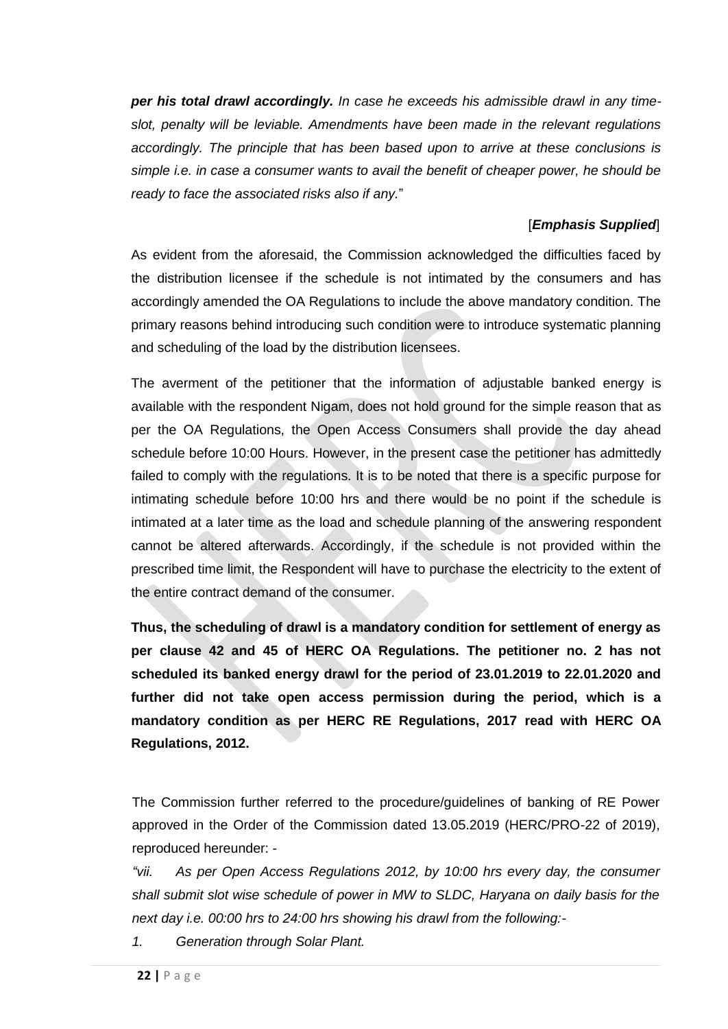*__per his total drawl accordingly.__ In case he exceeds his admissible drawl in any time-slot, penalty will be leviable. Amendments have been made in the relevant regulations accordingly. The principle that has been based upon to arrive at these conclusions is simple i.e. in case a consumer wants to avail the benefit of cheaper power, he should be ready to face the associated risks also if any.*"

[***Emphasis Supplied***]

As evident from the aforesaid, the Commission acknowledged the difficulties faced by the distribution licensee if the schedule is not intimated by the consumers and has accordingly amended the OA Regulations to include the above mandatory condition. The primary reasons behind introducing such condition were to introduce systematic planning and scheduling of the load by the distribution licensees.

The averment of the petitioner that the information of adjustable banked energy is available with the respondent Nigam, does not hold ground for the simple reason that as per the OA Regulations, the Open Access Consumers shall provide the day ahead schedule before 10:00 Hours. However, in the present case the petitioner has admittedly failed to comply with the regulations. It is to be noted that there is a specific purpose for intimating schedule before 10:00 hrs and there would be no point if the schedule is intimated at a later time as the load and schedule planning of the answering respondent cannot be altered afterwards. Accordingly, if the schedule is not provided within the prescribed time limit, the Respondent will have to purchase the electricity to the extent of the entire contract demand of the consumer.

**Thus, the scheduling of drawl is a mandatory condition for settlement of energy as per clause 42 and 45 of HERC OA Regulations. The petitioner no. 2 has not scheduled its banked energy drawl for the period of 23.01.2019 to 22.01.2020 and further did not take open access permission during the period, which is a mandatory condition as per HERC RE Regulations, 2017 read with HERC OA Regulations, 2012.**

The Commission further referred to the procedure/guidelines of banking of RE Power approved in the Order of the Commission dated 13.05.2019 (HERC/PRO-22 of 2019), reproduced hereunder: -

*"vii. As per Open Access Regulations 2012, by 10:00 hrs every day, the consumer shall submit slot wise schedule of power in MW to SLDC, Haryana on daily basis for the next day i.e. 00:00 hrs to 24:00 hrs showing his drawl from the following:-*

*1. Generation through Solar Plant.*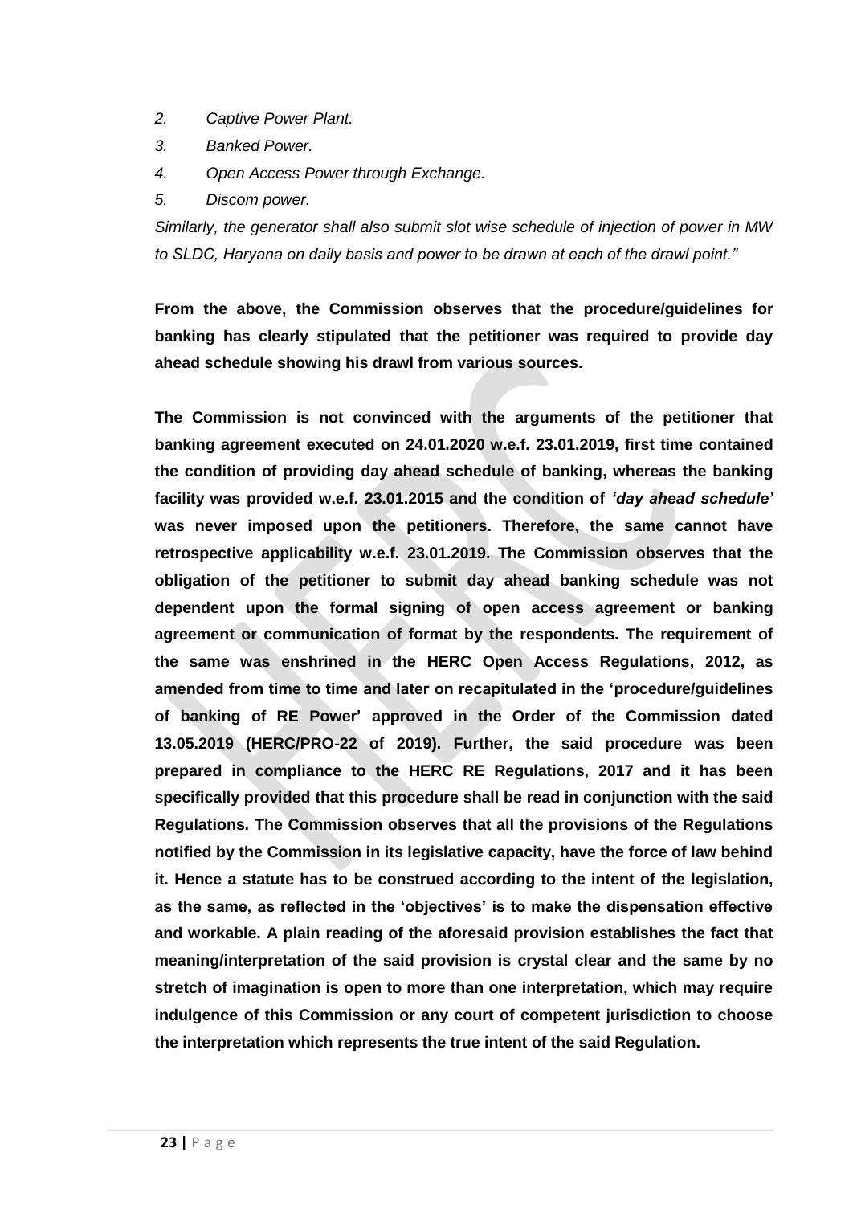*2. Captive Power Plant.*

*3. Banked Power.*

*4. Open Access Power through Exchange.*

*5. Discom power.*

*Similarly, the generator shall also submit slot wise schedule of injection of power in MW to SLDC, Haryana on daily basis and power to be drawn at each of the drawl point."*

**From the above, the Commission observes that the procedure/guidelines for banking has clearly stipulated that the petitioner was required to provide day ahead schedule showing his drawl from various sources.**

**The Commission is not convinced with the arguments of the petitioner that banking agreement executed on 24.01.2020 w.e.f. 23.01.2019, first time contained the condition of providing day ahead schedule of banking, whereas the banking facility was provided w.e.f. 23.01.2015 and the condition of *'day ahead schedule'* was never imposed upon the petitioners. Therefore, the same cannot have retrospective applicability w.e.f. 23.01.2019. The Commission observes that the obligation of the petitioner to submit day ahead banking schedule was not dependent upon the formal signing of open access agreement or banking agreement or communication of format by the respondents. The requirement of the same was enshrined in the HERC Open Access Regulations, 2012, as amended from time to time and later on recapitulated in the 'procedure/guidelines of banking of RE Power' approved in the Order of the Commission dated 13.05.2019 (HERC/PRO-22 of 2019). Further, the said procedure was been prepared in compliance to the HERC RE Regulations, 2017 and it has been specifically provided that this procedure shall be read in conjunction with the said Regulations. The Commission observes that all the provisions of the Regulations notified by the Commission in its legislative capacity, have the force of law behind it. Hence a statute has to be construed according to the intent of the legislation, as the same, as reflected in the 'objectives' is to make the dispensation effective and workable. A plain reading of the aforesaid provision establishes the fact that meaning/interpretation of the said provision is crystal clear and the same by no stretch of imagination is open to more than one interpretation, which may require indulgence of this Commission or any court of competent jurisdiction to choose the interpretation which represents the true intent of the said Regulation.**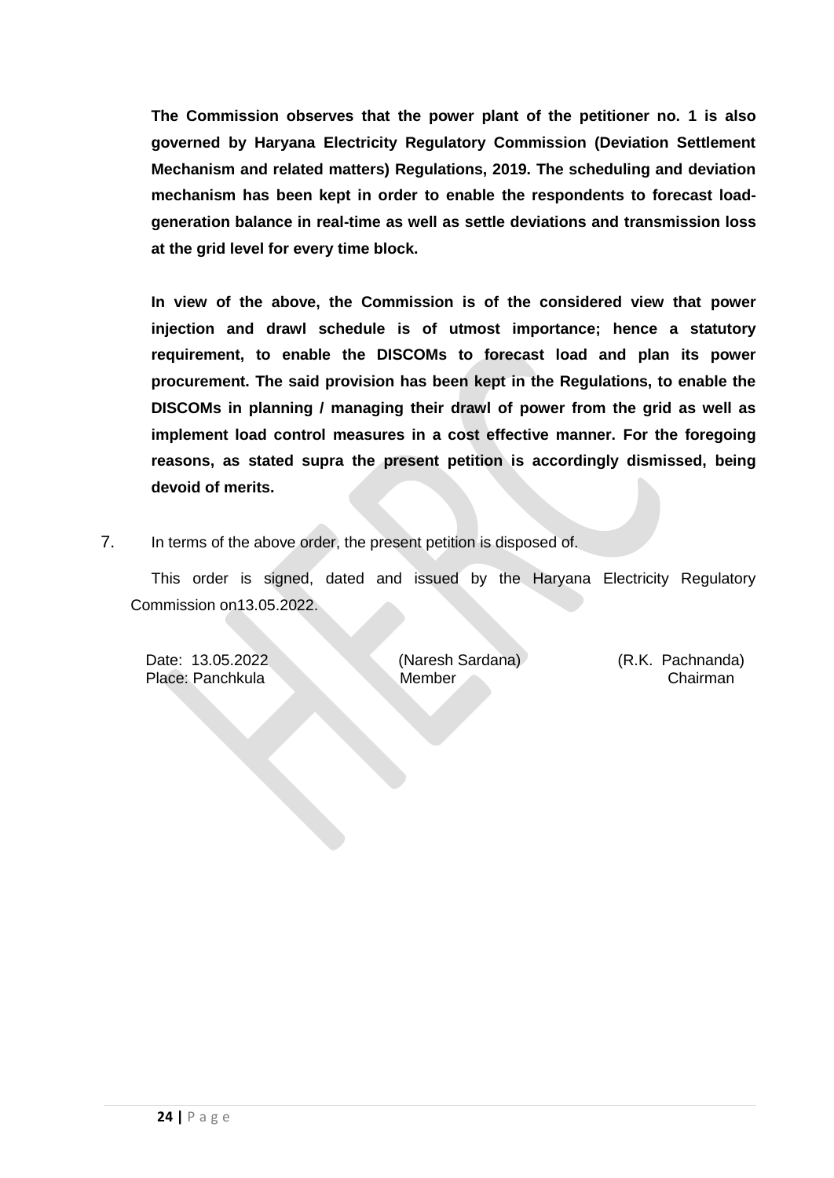**The Commission observes that the power plant of the petitioner no. 1 is also governed by Haryana Electricity Regulatory Commission (Deviation Settlement Mechanism and related matters) Regulations, 2019. The scheduling and deviation mechanism has been kept in order to enable the respondents to forecast load-generation balance in real-time as well as settle deviations and transmission loss at the grid level for every time block.**

**In view of the above, the Commission is of the considered view that power injection and drawl schedule is of utmost importance; hence a statutory requirement, to enable the DISCOMs to forecast load and plan its power procurement. The said provision has been kept in the Regulations, to enable the DISCOMs in planning / managing their drawl of power from the grid as well as implement load control measures in a cost effective manner. For the foregoing reasons, as stated supra the present petition is accordingly dismissed, being devoid of merits.**

7. In terms of the above order, the present petition is disposed of.

This order is signed, dated and issued by the Haryana Electricity Regulatory Commission on13.05.2022.

Date: 13.05.2022
Place: Panchkula

(Naresh Sardana)
Member

(R.K. Pachnanda)
Chairman